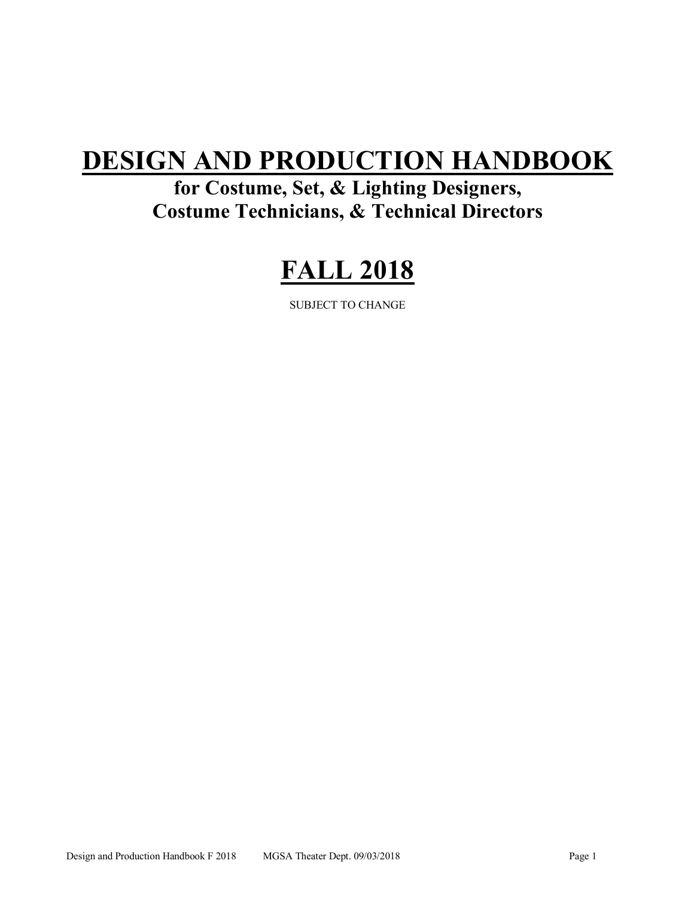# DESIGN AND PRODUCTION HANDBOOK

## for Costume, Set, & Lighting Designers, Costume Technicians, & Technical Directors

# FALL 2018

SUBJECT TO CHANGE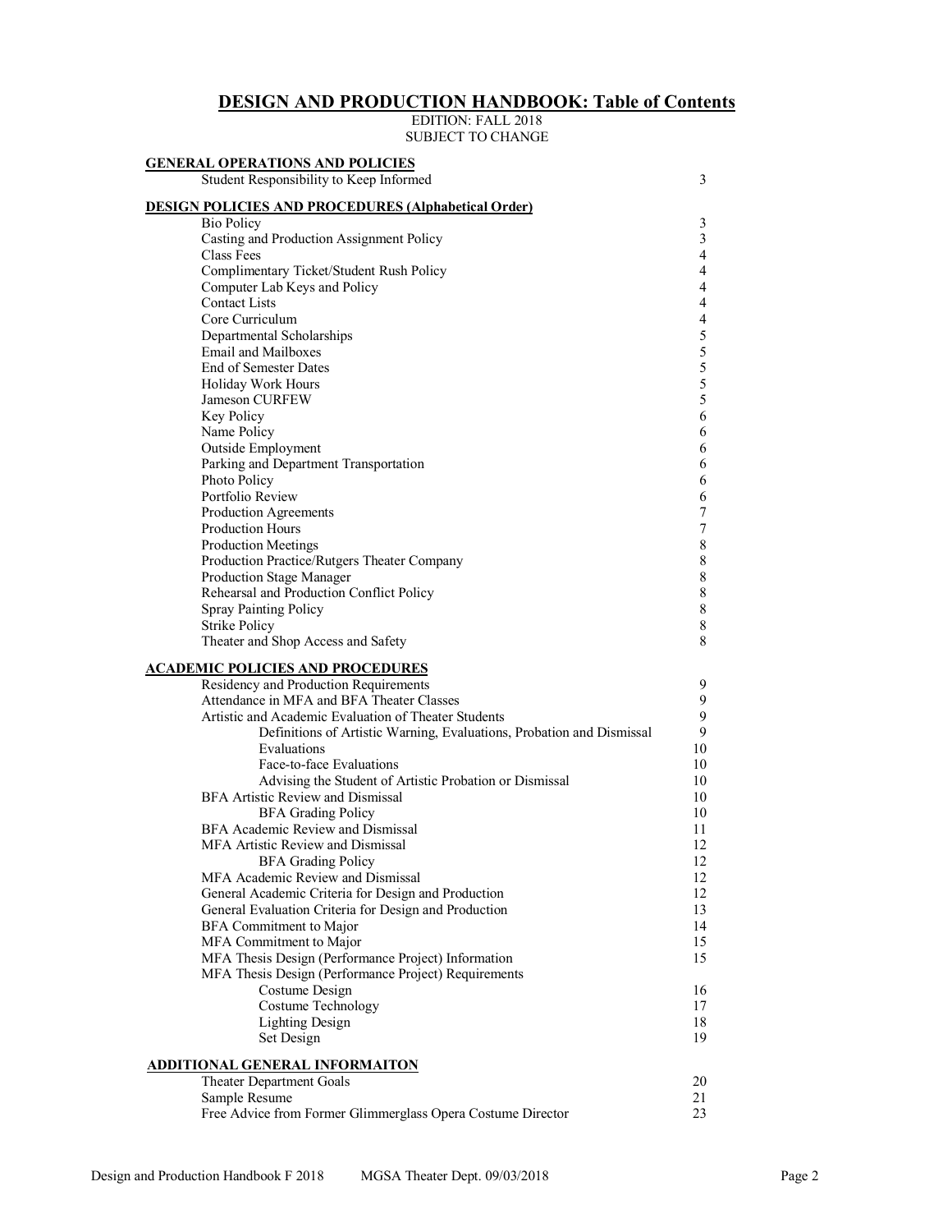# DESIGN AND PRODUCTION HANDBOOK: Table of Contents

EDITION: FALL 2018
SUBJECT TO CHANGE

| | |
|---|---|
| **GENERAL OPERATIONS AND POLICIES** | |
| Student Responsibility to Keep Informed | 3 |
| **DESIGN POLICIES AND PROCEDURES (Alphabetical Order)** | |
| Bio Policy | 3 |
| Casting and Production Assignment Policy | 3 |
| Class Fees | 4 |
| Complimentary Ticket/Student Rush Policy | 4 |
| Computer Lab Keys and Policy | 4 |
| Contact Lists | 4 |
| Core Curriculum | 4 |
| Departmental Scholarships | 5 |
| Email and Mailboxes | 5 |
| End of Semester Dates | 5 |
| Holiday Work Hours | 5 |
| Jameson CURFEW | 5 |
| Key Policy | 6 |
| Name Policy | 6 |
| Outside Employment | 6 |
| Parking and Department Transportation | 6 |
| Photo Policy | 6 |
| Portfolio Review | 6 |
| Production Agreements | 7 |
| Production Hours | 7 |
| Production Meetings | 8 |
| Production Practice/Rutgers Theater Company | 8 |
| Production Stage Manager | 8 |
| Rehearsal and Production Conflict Policy | 8 |
| Spray Painting Policy | 8 |
| Strike Policy | 8 |
| Theater and Shop Access and Safety | 8 |
| **ACADEMIC POLICIES AND PROCEDURES** | |
| Residency and Production Requirements | 9 |
| Attendance in MFA and BFA Theater Classes | 9 |
| Artistic and Academic Evaluation of Theater Students | 9 |
| Definitions of Artistic Warning, Evaluations, Probation and Dismissal | 9 |
| Evaluations | 10 |
| Face-to-face Evaluations | 10 |
| Advising the Student of Artistic Probation or Dismissal | 10 |
| BFA Artistic Review and Dismissal | 10 |
| BFA Grading Policy | 10 |
| BFA Academic Review and Dismissal | 11 |
| MFA Artistic Review and Dismissal | 12 |
| BFA Grading Policy | 12 |
| MFA Academic Review and Dismissal | 12 |
| General Academic Criteria for Design and Production | 12 |
| General Evaluation Criteria for Design and Production | 13 |
| BFA Commitment to Major | 14 |
| MFA Commitment to Major | 15 |
| MFA Thesis Design (Performance Project) Information | 15 |
| MFA Thesis Design (Performance Project) Requirements | |
| Costume Design | 16 |
| Costume Technology | 17 |
| Lighting Design | 18 |
| Set Design | 19 |
| **ADDITIONAL GENERAL INFORMAITON** | |
| Theater Department Goals | 20 |
| Sample Resume | 21 |
| Free Advice from Former Glimmerglass Opera Costume Director | 23 |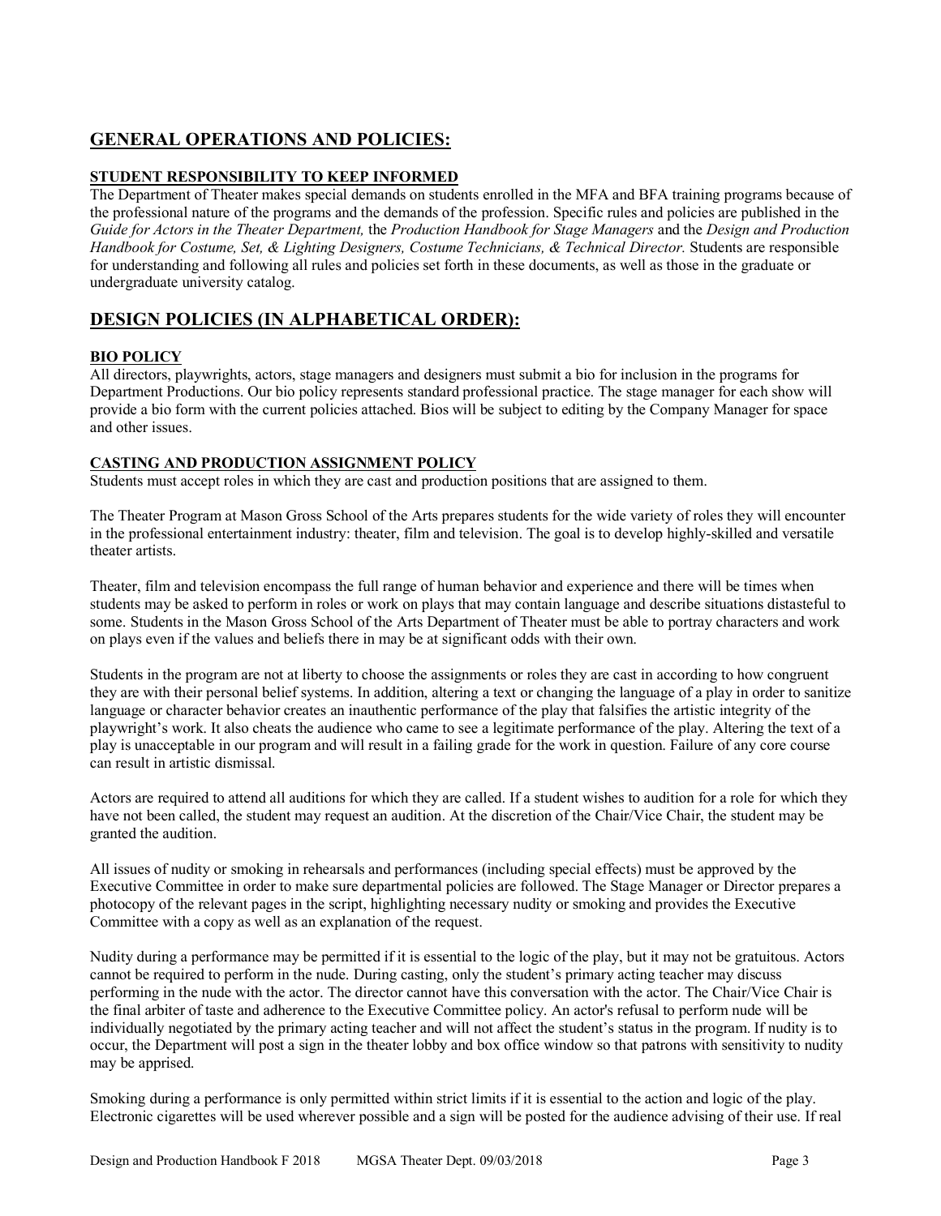## GENERAL OPERATIONS AND POLICIES:

### STUDENT RESPONSIBILITY TO KEEP INFORMED

The Department of Theater makes special demands on students enrolled in the MFA and BFA training programs because of the professional nature of the programs and the demands of the profession. Specific rules and policies are published in the *Guide for Actors in the Theater Department,* the *Production Handbook for Stage Managers* and the *Design and Production Handbook for Costume, Set, & Lighting Designers, Costume Technicians, & Technical Director.* Students are responsible for understanding and following all rules and policies set forth in these documents, as well as those in the graduate or undergraduate university catalog.

## DESIGN POLICIES (IN ALPHABETICAL ORDER):

### BIO POLICY

All directors, playwrights, actors, stage managers and designers must submit a bio for inclusion in the programs for Department Productions. Our bio policy represents standard professional practice. The stage manager for each show will provide a bio form with the current policies attached. Bios will be subject to editing by the Company Manager for space and other issues.

### CASTING AND PRODUCTION ASSIGNMENT POLICY

Students must accept roles in which they are cast and production positions that are assigned to them.

The Theater Program at Mason Gross School of the Arts prepares students for the wide variety of roles they will encounter in the professional entertainment industry: theater, film and television. The goal is to develop highly-skilled and versatile theater artists.

Theater, film and television encompass the full range of human behavior and experience and there will be times when students may be asked to perform in roles or work on plays that may contain language and describe situations distasteful to some. Students in the Mason Gross School of the Arts Department of Theater must be able to portray characters and work on plays even if the values and beliefs there in may be at significant odds with their own.

Students in the program are not at liberty to choose the assignments or roles they are cast in according to how congruent they are with their personal belief systems. In addition, altering a text or changing the language of a play in order to sanitize language or character behavior creates an inauthentic performance of the play that falsifies the artistic integrity of the playwright's work. It also cheats the audience who came to see a legitimate performance of the play. Altering the text of a play is unacceptable in our program and will result in a failing grade for the work in question. Failure of any core course can result in artistic dismissal.

Actors are required to attend all auditions for which they are called. If a student wishes to audition for a role for which they have not been called, the student may request an audition. At the discretion of the Chair/Vice Chair, the student may be granted the audition.

All issues of nudity or smoking in rehearsals and performances (including special effects) must be approved by the Executive Committee in order to make sure departmental policies are followed. The Stage Manager or Director prepares a photocopy of the relevant pages in the script, highlighting necessary nudity or smoking and provides the Executive Committee with a copy as well as an explanation of the request.

Nudity during a performance may be permitted if it is essential to the logic of the play, but it may not be gratuitous. Actors cannot be required to perform in the nude. During casting, only the student's primary acting teacher may discuss performing in the nude with the actor. The director cannot have this conversation with the actor. The Chair/Vice Chair is the final arbiter of taste and adherence to the Executive Committee policy. An actor's refusal to perform nude will be individually negotiated by the primary acting teacher and will not affect the student's status in the program. If nudity is to occur, the Department will post a sign in the theater lobby and box office window so that patrons with sensitivity to nudity may be apprised.

Smoking during a performance is only permitted within strict limits if it is essential to the action and logic of the play. Electronic cigarettes will be used wherever possible and a sign will be posted for the audience advising of their use. If real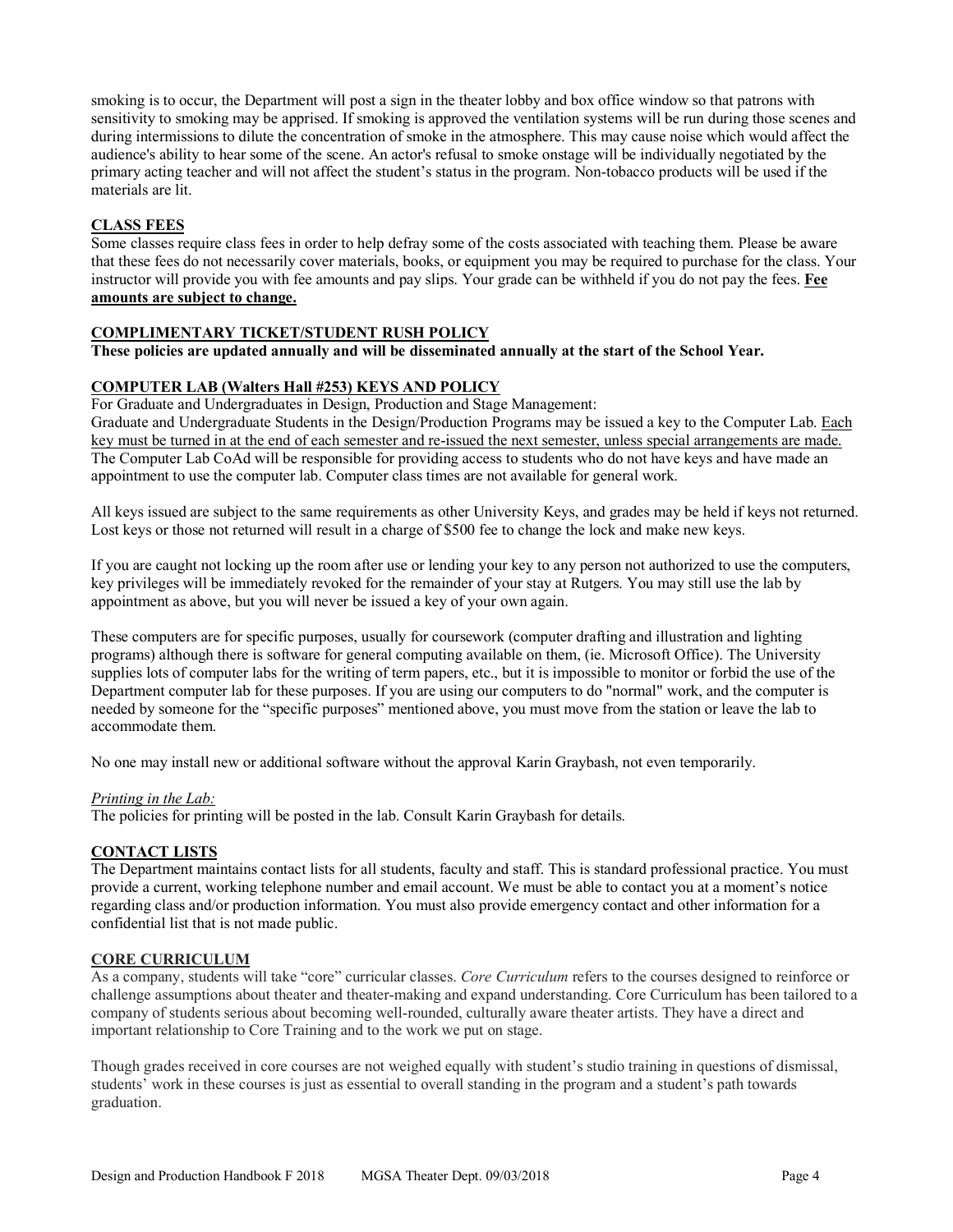smoking is to occur, the Department will post a sign in the theater lobby and box office window so that patrons with sensitivity to smoking may be apprised. If smoking is approved the ventilation systems will be run during those scenes and during intermissions to dilute the concentration of smoke in the atmosphere. This may cause noise which would affect the audience's ability to hear some of the scene. An actor's refusal to smoke onstage will be individually negotiated by the primary acting teacher and will not affect the student's status in the program. Non-tobacco products will be used if the materials are lit.

## CLASS FEES

Some classes require class fees in order to help defray some of the costs associated with teaching them. Please be aware that these fees do not necessarily cover materials, books, or equipment you may be required to purchase for the class. Your instructor will provide you with fee amounts and pay slips. Your grade can be withheld if you do not pay the fees. **Fee amounts are subject to change.**

## COMPLIMENTARY TICKET/STUDENT RUSH POLICY

**These policies are updated annually and will be disseminated annually at the start of the School Year.**

## COMPUTER LAB (Walters Hall #253) KEYS AND POLICY

For Graduate and Undergraduates in Design, Production and Stage Management:
Graduate and Undergraduate Students in the Design/Production Programs may be issued a key to the Computer Lab. Each key must be turned in at the end of each semester and re-issued the next semester, unless special arrangements are made. The Computer Lab CoAd will be responsible for providing access to students who do not have keys and have made an appointment to use the computer lab. Computer class times are not available for general work.

All keys issued are subject to the same requirements as other University Keys, and grades may be held if keys not returned. Lost keys or those not returned will result in a charge of $500 fee to change the lock and make new keys.

If you are caught not locking up the room after use or lending your key to any person not authorized to use the computers, key privileges will be immediately revoked for the remainder of your stay at Rutgers. You may still use the lab by appointment as above, but you will never be issued a key of your own again.

These computers are for specific purposes, usually for coursework (computer drafting and illustration and lighting programs) although there is software for general computing available on them, (ie. Microsoft Office). The University supplies lots of computer labs for the writing of term papers, etc., but it is impossible to monitor or forbid the use of the Department computer lab for these purposes. If you are using our computers to do "normal" work, and the computer is needed by someone for the "specific purposes" mentioned above, you must move from the station or leave the lab to accommodate them.

No one may install new or additional software without the approval Karin Graybash, not even temporarily.

*Printing in the Lab:*
The policies for printing will be posted in the lab. Consult Karin Graybash for details.

## CONTACT LISTS

The Department maintains contact lists for all students, faculty and staff. This is standard professional practice. You must provide a current, working telephone number and email account. We must be able to contact you at a moment's notice regarding class and/or production information. You must also provide emergency contact and other information for a confidential list that is not made public.

## CORE CURRICULUM

As a company, students will take "core" curricular classes. *Core Curriculum* refers to the courses designed to reinforce or challenge assumptions about theater and theater-making and expand understanding. Core Curriculum has been tailored to a company of students serious about becoming well-rounded, culturally aware theater artists. They have a direct and important relationship to Core Training and to the work we put on stage.

Though grades received in core courses are not weighed equally with student's studio training in questions of dismissal, students' work in these courses is just as essential to overall standing in the program and a student's path towards graduation.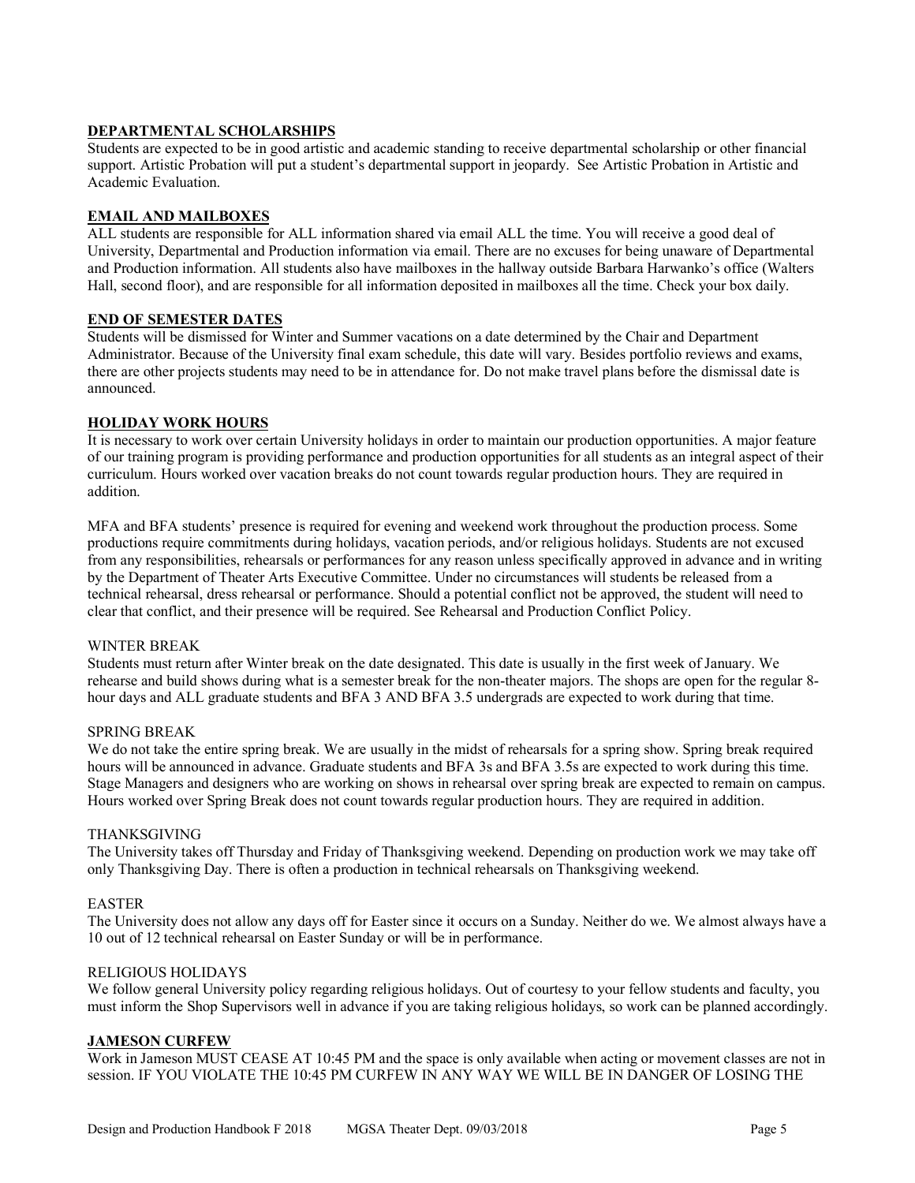## DEPARTMENTAL SCHOLARSHIPS

Students are expected to be in good artistic and academic standing to receive departmental scholarship or other financial support. Artistic Probation will put a student's departmental support in jeopardy. See Artistic Probation in Artistic and Academic Evaluation.

## EMAIL AND MAILBOXES

ALL students are responsible for ALL information shared via email ALL the time. You will receive a good deal of University, Departmental and Production information via email. There are no excuses for being unaware of Departmental and Production information. All students also have mailboxes in the hallway outside Barbara Harwanko's office (Walters Hall, second floor), and are responsible for all information deposited in mailboxes all the time. Check your box daily.

## END OF SEMESTER DATES

Students will be dismissed for Winter and Summer vacations on a date determined by the Chair and Department Administrator. Because of the University final exam schedule, this date will vary. Besides portfolio reviews and exams, there are other projects students may need to be in attendance for. Do not make travel plans before the dismissal date is announced.

## HOLIDAY WORK HOURS

It is necessary to work over certain University holidays in order to maintain our production opportunities. A major feature of our training program is providing performance and production opportunities for all students as an integral aspect of their curriculum. Hours worked over vacation breaks do not count towards regular production hours. They are required in addition.

MFA and BFA students' presence is required for evening and weekend work throughout the production process. Some productions require commitments during holidays, vacation periods, and/or religious holidays. Students are not excused from any responsibilities, rehearsals or performances for any reason unless specifically approved in advance and in writing by the Department of Theater Arts Executive Committee. Under no circumstances will students be released from a technical rehearsal, dress rehearsal or performance. Should a potential conflict not be approved, the student will need to clear that conflict, and their presence will be required. See Rehearsal and Production Conflict Policy.

### WINTER BREAK

Students must return after Winter break on the date designated. This date is usually in the first week of January. We rehearse and build shows during what is a semester break for the non-theater majors. The shops are open for the regular 8-hour days and ALL graduate students and BFA 3 AND BFA 3.5 undergrads are expected to work during that time.

### SPRING BREAK

We do not take the entire spring break. We are usually in the midst of rehearsals for a spring show. Spring break required hours will be announced in advance. Graduate students and BFA 3s and BFA 3.5s are expected to work during this time. Stage Managers and designers who are working on shows in rehearsal over spring break are expected to remain on campus. Hours worked over Spring Break does not count towards regular production hours. They are required in addition.

### THANKSGIVING

The University takes off Thursday and Friday of Thanksgiving weekend. Depending on production work we may take off only Thanksgiving Day. There is often a production in technical rehearsals on Thanksgiving weekend.

### EASTER

The University does not allow any days off for Easter since it occurs on a Sunday. Neither do we. We almost always have a 10 out of 12 technical rehearsal on Easter Sunday or will be in performance.

### RELIGIOUS HOLIDAYS

We follow general University policy regarding religious holidays. Out of courtesy to your fellow students and faculty, you must inform the Shop Supervisors well in advance if you are taking religious holidays, so work can be planned accordingly.

## JAMESON CURFEW

Work in Jameson MUST CEASE AT 10:45 PM and the space is only available when acting or movement classes are not in session. IF YOU VIOLATE THE 10:45 PM CURFEW IN ANY WAY WE WILL BE IN DANGER OF LOSING THE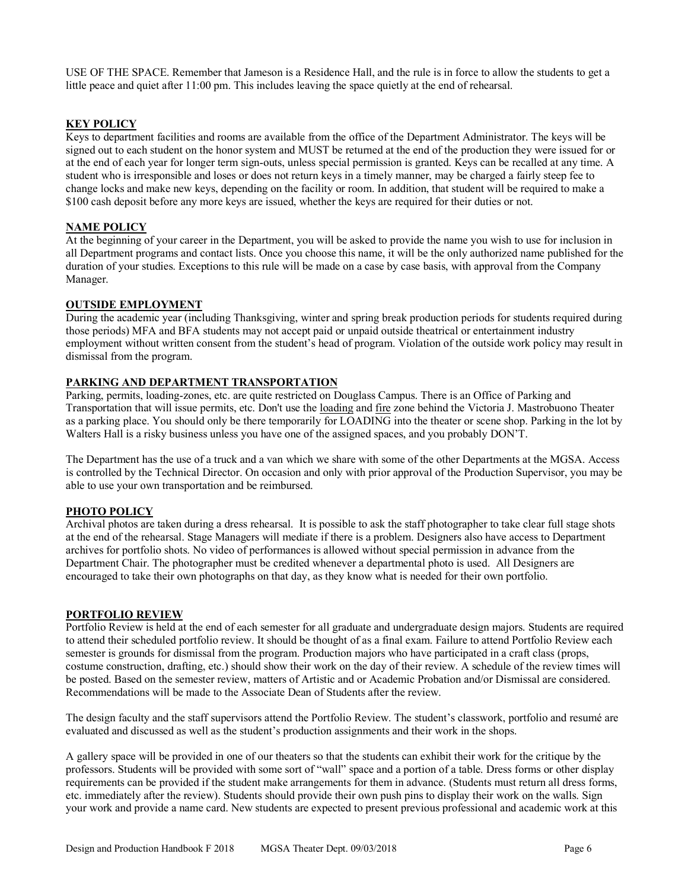USE OF THE SPACE. Remember that Jameson is a Residence Hall, and the rule is in force to allow the students to get a little peace and quiet after 11:00 pm. This includes leaving the space quietly at the end of rehearsal.

## KEY POLICY

Keys to department facilities and rooms are available from the office of the Department Administrator. The keys will be signed out to each student on the honor system and MUST be returned at the end of the production they were issued for or at the end of each year for longer term sign-outs, unless special permission is granted. Keys can be recalled at any time. A student who is irresponsible and loses or does not return keys in a timely manner, may be charged a fairly steep fee to change locks and make new keys, depending on the facility or room. In addition, that student will be required to make a \$100 cash deposit before any more keys are issued, whether the keys are required for their duties or not.

## NAME POLICY

At the beginning of your career in the Department, you will be asked to provide the name you wish to use for inclusion in all Department programs and contact lists. Once you choose this name, it will be the only authorized name published for the duration of your studies. Exceptions to this rule will be made on a case by case basis, with approval from the Company Manager.

## OUTSIDE EMPLOYMENT

During the academic year (including Thanksgiving, winter and spring break production periods for students required during those periods) MFA and BFA students may not accept paid or unpaid outside theatrical or entertainment industry employment without written consent from the student's head of program. Violation of the outside work policy may result in dismissal from the program.

## PARKING AND DEPARTMENT TRANSPORTATION

Parking, permits, loading-zones, etc. are quite restricted on Douglass Campus. There is an Office of Parking and Transportation that will issue permits, etc. Don't use the loading and fire zone behind the Victoria J. Mastrobuono Theater as a parking place. You should only be there temporarily for LOADING into the theater or scene shop. Parking in the lot by Walters Hall is a risky business unless you have one of the assigned spaces, and you probably DON'T.

The Department has the use of a truck and a van which we share with some of the other Departments at the MGSA. Access is controlled by the Technical Director. On occasion and only with prior approval of the Production Supervisor, you may be able to use your own transportation and be reimbursed.

## PHOTO POLICY

Archival photos are taken during a dress rehearsal. It is possible to ask the staff photographer to take clear full stage shots at the end of the rehearsal. Stage Managers will mediate if there is a problem. Designers also have access to Department archives for portfolio shots. No video of performances is allowed without special permission in advance from the Department Chair. The photographer must be credited whenever a departmental photo is used. All Designers are encouraged to take their own photographs on that day, as they know what is needed for their own portfolio.

## PORTFOLIO REVIEW

Portfolio Review is held at the end of each semester for all graduate and undergraduate design majors. Students are required to attend their scheduled portfolio review. It should be thought of as a final exam. Failure to attend Portfolio Review each semester is grounds for dismissal from the program. Production majors who have participated in a craft class (props, costume construction, drafting, etc.) should show their work on the day of their review. A schedule of the review times will be posted. Based on the semester review, matters of Artistic and or Academic Probation and/or Dismissal are considered. Recommendations will be made to the Associate Dean of Students after the review.

The design faculty and the staff supervisors attend the Portfolio Review. The student's classwork, portfolio and resumé are evaluated and discussed as well as the student's production assignments and their work in the shops.

A gallery space will be provided in one of our theaters so that the students can exhibit their work for the critique by the professors. Students will be provided with some sort of "wall" space and a portion of a table. Dress forms or other display requirements can be provided if the student make arrangements for them in advance. (Students must return all dress forms, etc. immediately after the review). Students should provide their own push pins to display their work on the walls. Sign your work and provide a name card. New students are expected to present previous professional and academic work at this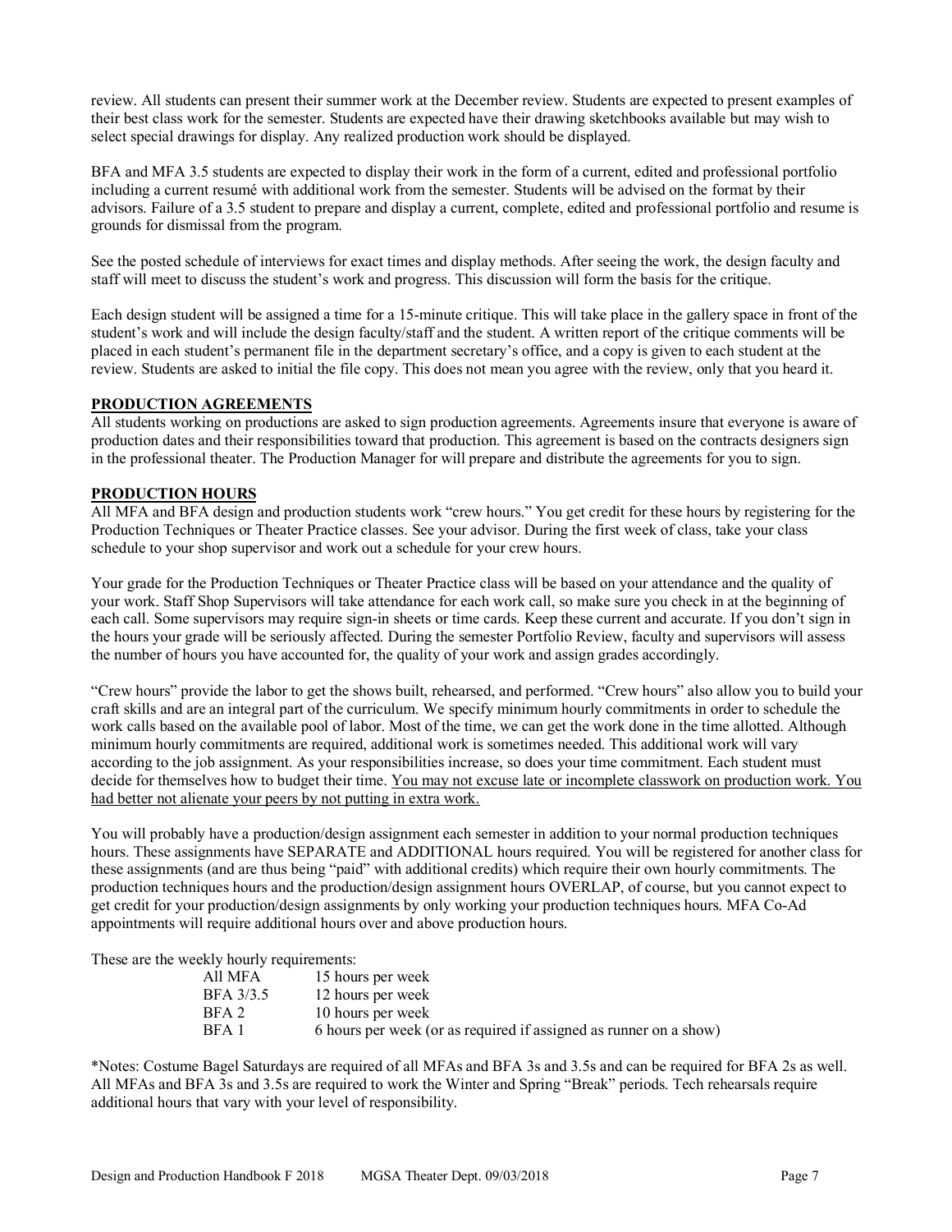review. All students can present their summer work at the December review. Students are expected to present examples of their best class work for the semester. Students are expected have their drawing sketchbooks available but may wish to select special drawings for display. Any realized production work should be displayed.

BFA and MFA 3.5 students are expected to display their work in the form of a current, edited and professional portfolio including a current resumé with additional work from the semester. Students will be advised on the format by their advisors. Failure of a 3.5 student to prepare and display a current, complete, edited and professional portfolio and resume is grounds for dismissal from the program.

See the posted schedule of interviews for exact times and display methods. After seeing the work, the design faculty and staff will meet to discuss the student's work and progress. This discussion will form the basis for the critique.

Each design student will be assigned a time for a 15-minute critique. This will take place in the gallery space in front of the student's work and will include the design faculty/staff and the student. A written report of the critique comments will be placed in each student's permanent file in the department secretary's office, and a copy is given to each student at the review. Students are asked to initial the file copy. This does not mean you agree with the review, only that you heard it.

## PRODUCTION AGREEMENTS

All students working on productions are asked to sign production agreements. Agreements insure that everyone is aware of production dates and their responsibilities toward that production. This agreement is based on the contracts designers sign in the professional theater. The Production Manager for will prepare and distribute the agreements for you to sign.

## PRODUCTION HOURS

All MFA and BFA design and production students work "crew hours." You get credit for these hours by registering for the Production Techniques or Theater Practice classes. See your advisor. During the first week of class, take your class schedule to your shop supervisor and work out a schedule for your crew hours.

Your grade for the Production Techniques or Theater Practice class will be based on your attendance and the quality of your work. Staff Shop Supervisors will take attendance for each work call, so make sure you check in at the beginning of each call. Some supervisors may require sign-in sheets or time cards. Keep these current and accurate. If you don't sign in the hours your grade will be seriously affected. During the semester Portfolio Review, faculty and supervisors will assess the number of hours you have accounted for, the quality of your work and assign grades accordingly.

"Crew hours" provide the labor to get the shows built, rehearsed, and performed. "Crew hours" also allow you to build your craft skills and are an integral part of the curriculum. We specify minimum hourly commitments in order to schedule the work calls based on the available pool of labor. Most of the time, we can get the work done in the time allotted. Although minimum hourly commitments are required, additional work is sometimes needed. This additional work will vary according to the job assignment. As your responsibilities increase, so does your time commitment. Each student must decide for themselves how to budget their time. <u>You may not excuse late or incomplete classwork on production work. You had better not alienate your peers by not putting in extra work.</u>

You will probably have a production/design assignment each semester in addition to your normal production techniques hours. These assignments have SEPARATE and ADDITIONAL hours required. You will be registered for another class for these assignments (and are thus being "paid" with additional credits) which require their own hourly commitments. The production techniques hours and the production/design assignment hours OVERLAP, of course, but you cannot expect to get credit for your production/design assignments by only working your production techniques hours. MFA Co-Ad appointments will require additional hours over and above production hours.

These are the weekly hourly requirements:

| | |
|---|---|
| All MFA | 15 hours per week |
| BFA 3/3.5 | 12 hours per week |
| BFA 2 | 10 hours per week |
| BFA 1 | 6 hours per week (or as required if assigned as runner on a show) |

*Notes: Costume Bagel Saturdays are required of all MFAs and BFA 3s and 3.5s and can be required for BFA 2s as well. All MFAs and BFA 3s and 3.5s are required to work the Winter and Spring "Break" periods. Tech rehearsals require additional hours that vary with your level of responsibility.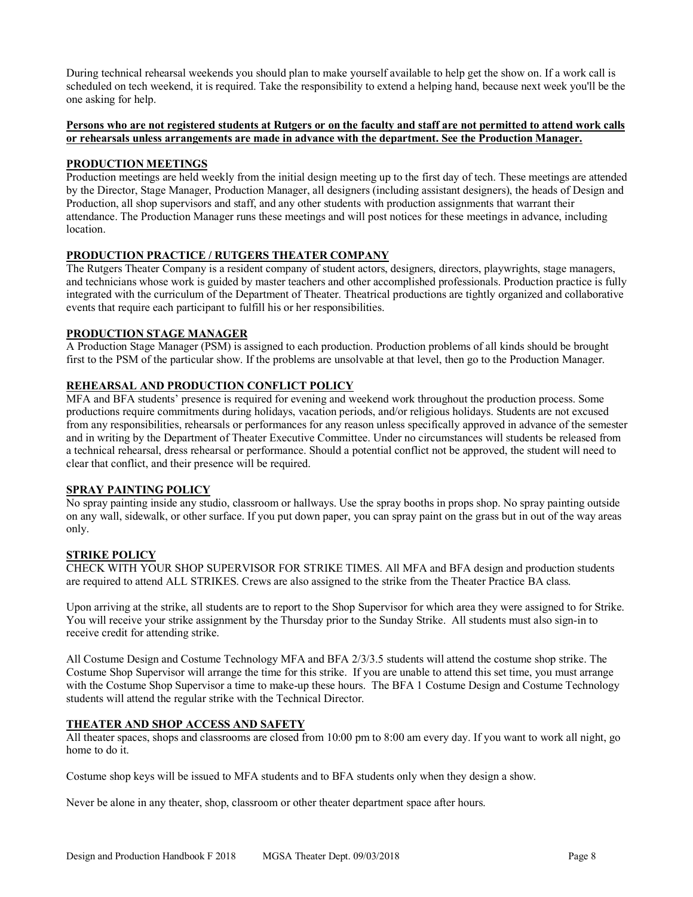During technical rehearsal weekends you should plan to make yourself available to help get the show on. If a work call is scheduled on tech weekend, it is required. Take the responsibility to extend a helping hand, because next week you'll be the one asking for help.

**Persons who are not registered students at Rutgers or on the faculty and staff are not permitted to attend work calls or rehearsals unless arrangements are made in advance with the department. See the Production Manager.**

## PRODUCTION MEETINGS

Production meetings are held weekly from the initial design meeting up to the first day of tech. These meetings are attended by the Director, Stage Manager, Production Manager, all designers (including assistant designers), the heads of Design and Production, all shop supervisors and staff, and any other students with production assignments that warrant their attendance. The Production Manager runs these meetings and will post notices for these meetings in advance, including location.

## PRODUCTION PRACTICE / RUTGERS THEATER COMPANY

The Rutgers Theater Company is a resident company of student actors, designers, directors, playwrights, stage managers, and technicians whose work is guided by master teachers and other accomplished professionals. Production practice is fully integrated with the curriculum of the Department of Theater. Theatrical productions are tightly organized and collaborative events that require each participant to fulfill his or her responsibilities.

## PRODUCTION STAGE MANAGER

A Production Stage Manager (PSM) is assigned to each production. Production problems of all kinds should be brought first to the PSM of the particular show. If the problems are unsolvable at that level, then go to the Production Manager.

## REHEARSAL AND PRODUCTION CONFLICT POLICY

MFA and BFA students' presence is required for evening and weekend work throughout the production process. Some productions require commitments during holidays, vacation periods, and/or religious holidays. Students are not excused from any responsibilities, rehearsals or performances for any reason unless specifically approved in advance of the semester and in writing by the Department of Theater Executive Committee. Under no circumstances will students be released from a technical rehearsal, dress rehearsal or performance. Should a potential conflict not be approved, the student will need to clear that conflict, and their presence will be required.

## SPRAY PAINTING POLICY

No spray painting inside any studio, classroom or hallways. Use the spray booths in props shop. No spray painting outside on any wall, sidewalk, or other surface. If you put down paper, you can spray paint on the grass but in out of the way areas only.

## STRIKE POLICY

CHECK WITH YOUR SHOP SUPERVISOR FOR STRIKE TIMES. All MFA and BFA design and production students are required to attend ALL STRIKES. Crews are also assigned to the strike from the Theater Practice BA class.

Upon arriving at the strike, all students are to report to the Shop Supervisor for which area they were assigned to for Strike. You will receive your strike assignment by the Thursday prior to the Sunday Strike. All students must also sign-in to receive credit for attending strike.

All Costume Design and Costume Technology MFA and BFA 2/3/3.5 students will attend the costume shop strike. The Costume Shop Supervisor will arrange the time for this strike. If you are unable to attend this set time, you must arrange with the Costume Shop Supervisor a time to make-up these hours. The BFA 1 Costume Design and Costume Technology students will attend the regular strike with the Technical Director.

## THEATER AND SHOP ACCESS AND SAFETY

All theater spaces, shops and classrooms are closed from 10:00 pm to 8:00 am every day. If you want to work all night, go home to do it.

Costume shop keys will be issued to MFA students and to BFA students only when they design a show.

Never be alone in any theater, shop, classroom or other theater department space after hours.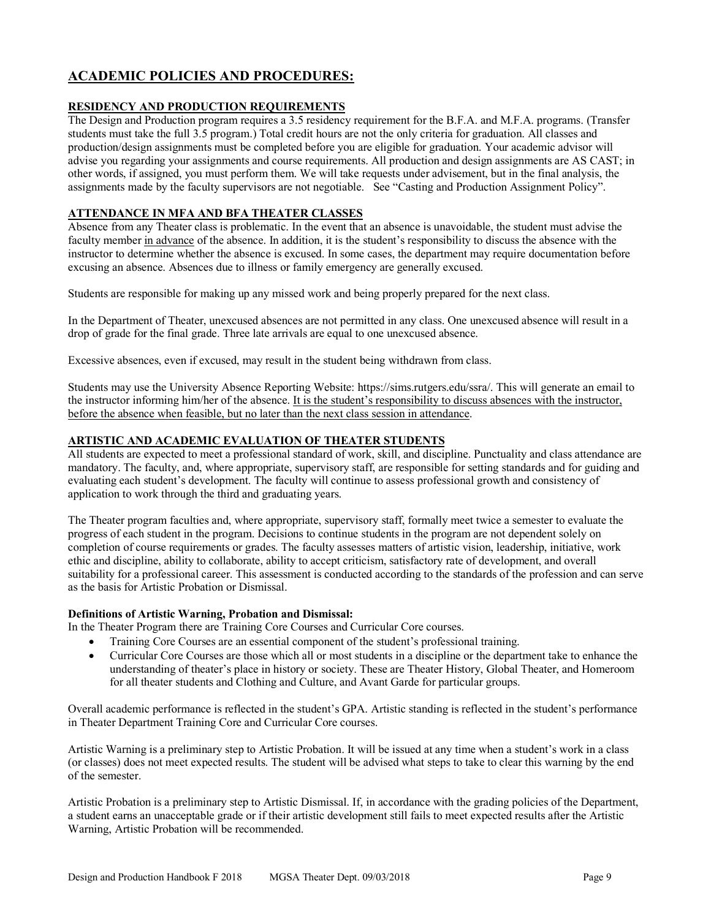## ACADEMIC POLICIES AND PROCEDURES:

### RESIDENCY AND PRODUCTION REQUIREMENTS

The Design and Production program requires a 3.5 residency requirement for the B.F.A. and M.F.A. programs. (Transfer students must take the full 3.5 program.) Total credit hours are not the only criteria for graduation. All classes and production/design assignments must be completed before you are eligible for graduation. Your academic advisor will advise you regarding your assignments and course requirements. All production and design assignments are AS CAST; in other words, if assigned, you must perform them. We will take requests under advisement, but in the final analysis, the assignments made by the faculty supervisors are not negotiable. See "Casting and Production Assignment Policy".

### ATTENDANCE IN MFA AND BFA THEATER CLASSES

Absence from any Theater class is problematic. In the event that an absence is unavoidable, the student must advise the faculty member in advance of the absence. In addition, it is the student's responsibility to discuss the absence with the instructor to determine whether the absence is excused. In some cases, the department may require documentation before excusing an absence. Absences due to illness or family emergency are generally excused.

Students are responsible for making up any missed work and being properly prepared for the next class.

In the Department of Theater, unexcused absences are not permitted in any class. One unexcused absence will result in a drop of grade for the final grade. Three late arrivals are equal to one unexcused absence.

Excessive absences, even if excused, may result in the student being withdrawn from class.

Students may use the University Absence Reporting Website: https://sims.rutgers.edu/ssra/. This will generate an email to the instructor informing him/her of the absence. It is the student's responsibility to discuss absences with the instructor, before the absence when feasible, but no later than the next class session in attendance.

### ARTISTIC AND ACADEMIC EVALUATION OF THEATER STUDENTS

All students are expected to meet a professional standard of work, skill, and discipline. Punctuality and class attendance are mandatory. The faculty, and, where appropriate, supervisory staff, are responsible for setting standards and for guiding and evaluating each student's development. The faculty will continue to assess professional growth and consistency of application to work through the third and graduating years.

The Theater program faculties and, where appropriate, supervisory staff, formally meet twice a semester to evaluate the progress of each student in the program. Decisions to continue students in the program are not dependent solely on completion of course requirements or grades. The faculty assesses matters of artistic vision, leadership, initiative, work ethic and discipline, ability to collaborate, ability to accept criticism, satisfactory rate of development, and overall suitability for a professional career. This assessment is conducted according to the standards of the profession and can serve as the basis for Artistic Probation or Dismissal.

**Definitions of Artistic Warning, Probation and Dismissal:**

In the Theater Program there are Training Core Courses and Curricular Core courses.

- Training Core Courses are an essential component of the student's professional training.
- Curricular Core Courses are those which all or most students in a discipline or the department take to enhance the understanding of theater's place in history or society. These are Theater History, Global Theater, and Homeroom for all theater students and Clothing and Culture, and Avant Garde for particular groups.

Overall academic performance is reflected in the student's GPA. Artistic standing is reflected in the student's performance in Theater Department Training Core and Curricular Core courses.

Artistic Warning is a preliminary step to Artistic Probation. It will be issued at any time when a student's work in a class (or classes) does not meet expected results. The student will be advised what steps to take to clear this warning by the end of the semester.

Artistic Probation is a preliminary step to Artistic Dismissal. If, in accordance with the grading policies of the Department, a student earns an unacceptable grade or if their artistic development still fails to meet expected results after the Artistic Warning, Artistic Probation will be recommended.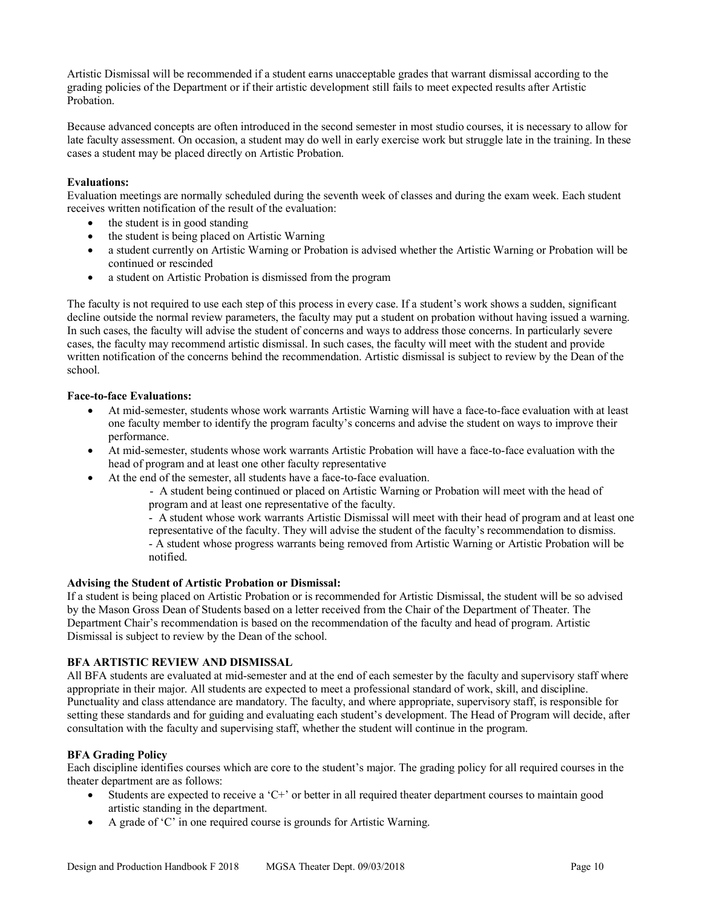Artistic Dismissal will be recommended if a student earns unacceptable grades that warrant dismissal according to the grading policies of the Department or if their artistic development still fails to meet expected results after Artistic Probation.

Because advanced concepts are often introduced in the second semester in most studio courses, it is necessary to allow for late faculty assessment. On occasion, a student may do well in early exercise work but struggle late in the training. In these cases a student may be placed directly on Artistic Probation.

**Evaluations:**
Evaluation meetings are normally scheduled during the seventh week of classes and during the exam week. Each student receives written notification of the result of the evaluation:

- the student is in good standing
- the student is being placed on Artistic Warning
- a student currently on Artistic Warning or Probation is advised whether the Artistic Warning or Probation will be continued or rescinded
- a student on Artistic Probation is dismissed from the program

The faculty is not required to use each step of this process in every case. If a student's work shows a sudden, significant decline outside the normal review parameters, the faculty may put a student on probation without having issued a warning. In such cases, the faculty will advise the student of concerns and ways to address those concerns. In particularly severe cases, the faculty may recommend artistic dismissal. In such cases, the faculty will meet with the student and provide written notification of the concerns behind the recommendation. Artistic dismissal is subject to review by the Dean of the school.

**Face-to-face Evaluations:**

- At mid-semester, students whose work warrants Artistic Warning will have a face-to-face evaluation with at least one faculty member to identify the program faculty's concerns and advise the student on ways to improve their performance.
- At mid-semester, students whose work warrants Artistic Probation will have a face-to-face evaluation with the head of program and at least one other faculty representative
- At the end of the semester, all students have a face-to-face evaluation.
  - A student being continued or placed on Artistic Warning or Probation will meet with the head of program and at least one representative of the faculty.
  - A student whose work warrants Artistic Dismissal will meet with their head of program and at least one representative of the faculty. They will advise the student of the faculty's recommendation to dismiss.
  - A student whose progress warrants being removed from Artistic Warning or Artistic Probation will be notified.

**Advising the Student of Artistic Probation or Dismissal:**
If a student is being placed on Artistic Probation or is recommended for Artistic Dismissal, the student will be so advised by the Mason Gross Dean of Students based on a letter received from the Chair of the Department of Theater. The Department Chair's recommendation is based on the recommendation of the faculty and head of program. Artistic Dismissal is subject to review by the Dean of the school.

**BFA ARTISTIC REVIEW AND DISMISSAL**
All BFA students are evaluated at mid-semester and at the end of each semester by the faculty and supervisory staff where appropriate in their major. All students are expected to meet a professional standard of work, skill, and discipline. Punctuality and class attendance are mandatory. The faculty, and where appropriate, supervisory staff, is responsible for setting these standards and for guiding and evaluating each student's development. The Head of Program will decide, after consultation with the faculty and supervising staff, whether the student will continue in the program.

**BFA Grading Policy**
Each discipline identifies courses which are core to the student's major. The grading policy for all required courses in the theater department are as follows:

- Students are expected to receive a 'C+' or better in all required theater department courses to maintain good artistic standing in the department.
- A grade of 'C' in one required course is grounds for Artistic Warning.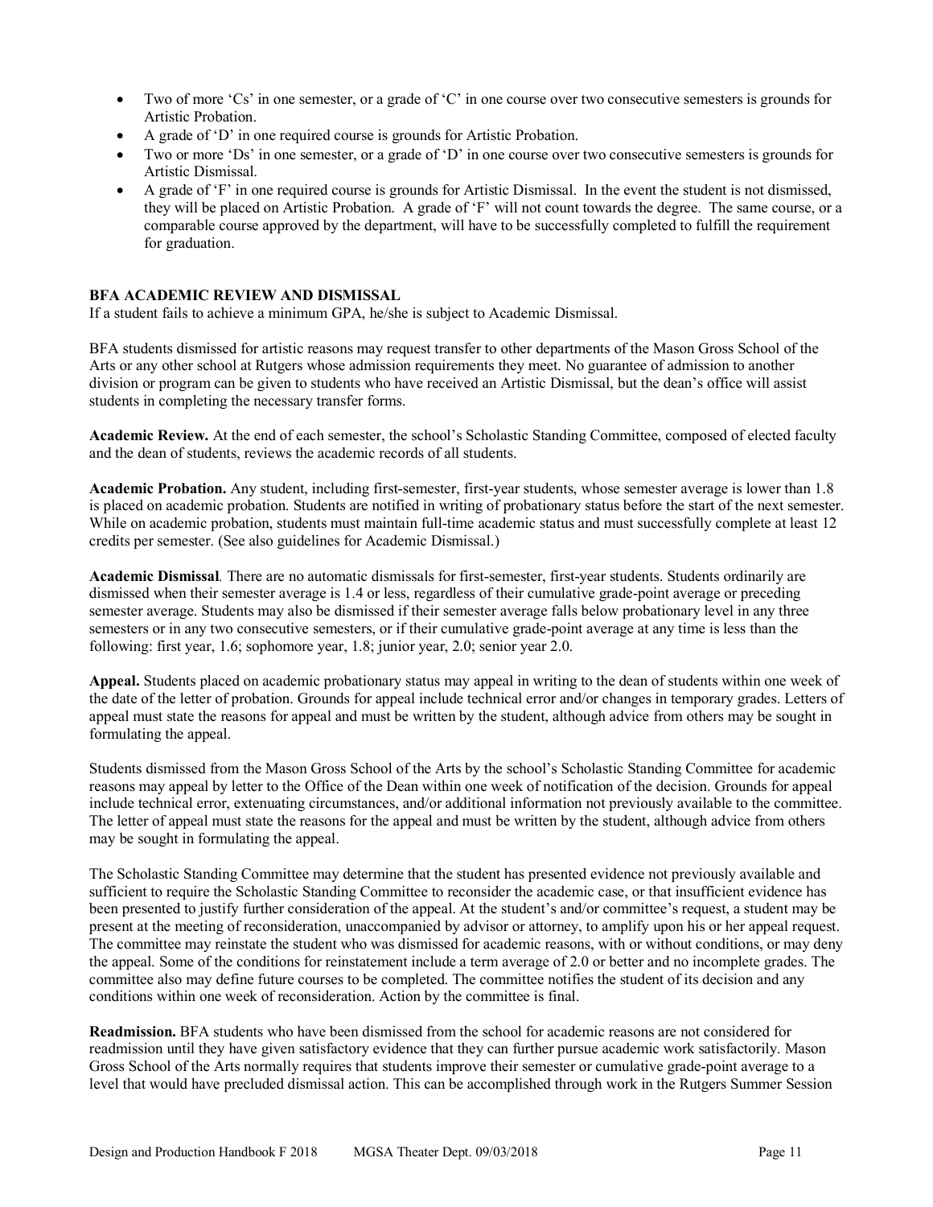- Two of more 'Cs' in one semester, or a grade of 'C' in one course over two consecutive semesters is grounds for Artistic Probation.
- A grade of 'D' in one required course is grounds for Artistic Probation.
- Two or more 'Ds' in one semester, or a grade of 'D' in one course over two consecutive semesters is grounds for Artistic Dismissal.
- A grade of 'F' in one required course is grounds for Artistic Dismissal. In the event the student is not dismissed, they will be placed on Artistic Probation. A grade of 'F' will not count towards the degree. The same course, or a comparable course approved by the department, will have to be successfully completed to fulfill the requirement for graduation.

**BFA ACADEMIC REVIEW AND DISMISSAL**

If a student fails to achieve a minimum GPA, he/she is subject to Academic Dismissal.

BFA students dismissed for artistic reasons may request transfer to other departments of the Mason Gross School of the Arts or any other school at Rutgers whose admission requirements they meet. No guarantee of admission to another division or program can be given to students who have received an Artistic Dismissal, but the dean's office will assist students in completing the necessary transfer forms.

**Academic Review.** At the end of each semester, the school's Scholastic Standing Committee, composed of elected faculty and the dean of students, reviews the academic records of all students.

**Academic Probation.** Any student, including first-semester, first-year students, whose semester average is lower than 1.8 is placed on academic probation. Students are notified in writing of probationary status before the start of the next semester. While on academic probation, students must maintain full-time academic status and must successfully complete at least 12 credits per semester. (See also guidelines for Academic Dismissal.)

**Academic Dismissal***.* There are no automatic dismissals for first-semester, first-year students. Students ordinarily are dismissed when their semester average is 1.4 or less, regardless of their cumulative grade-point average or preceding semester average. Students may also be dismissed if their semester average falls below probationary level in any three semesters or in any two consecutive semesters, or if their cumulative grade-point average at any time is less than the following: first year, 1.6; sophomore year, 1.8; junior year, 2.0; senior year 2.0.

**Appeal.** Students placed on academic probationary status may appeal in writing to the dean of students within one week of the date of the letter of probation. Grounds for appeal include technical error and/or changes in temporary grades. Letters of appeal must state the reasons for appeal and must be written by the student, although advice from others may be sought in formulating the appeal.

Students dismissed from the Mason Gross School of the Arts by the school's Scholastic Standing Committee for academic reasons may appeal by letter to the Office of the Dean within one week of notification of the decision. Grounds for appeal include technical error, extenuating circumstances, and/or additional information not previously available to the committee. The letter of appeal must state the reasons for the appeal and must be written by the student, although advice from others may be sought in formulating the appeal.

The Scholastic Standing Committee may determine that the student has presented evidence not previously available and sufficient to require the Scholastic Standing Committee to reconsider the academic case, or that insufficient evidence has been presented to justify further consideration of the appeal. At the student's and/or committee's request, a student may be present at the meeting of reconsideration, unaccompanied by advisor or attorney, to amplify upon his or her appeal request. The committee may reinstate the student who was dismissed for academic reasons, with or without conditions, or may deny the appeal. Some of the conditions for reinstatement include a term average of 2.0 or better and no incomplete grades. The committee also may define future courses to be completed. The committee notifies the student of its decision and any conditions within one week of reconsideration. Action by the committee is final.

**Readmission.** BFA students who have been dismissed from the school for academic reasons are not considered for readmission until they have given satisfactory evidence that they can further pursue academic work satisfactorily. Mason Gross School of the Arts normally requires that students improve their semester or cumulative grade-point average to a level that would have precluded dismissal action. This can be accomplished through work in the Rutgers Summer Session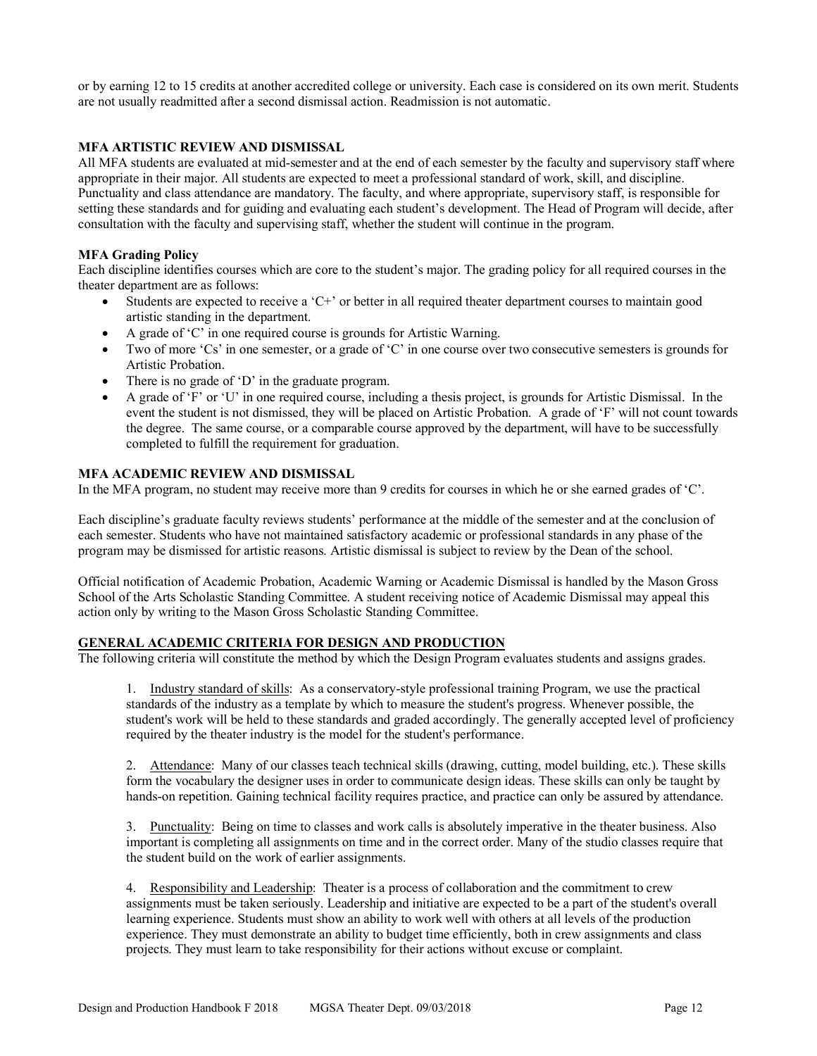or by earning 12 to 15 credits at another accredited college or university. Each case is considered on its own merit. Students are not usually readmitted after a second dismissal action. Readmission is not automatic.

### MFA ARTISTIC REVIEW AND DISMISSAL

All MFA students are evaluated at mid-semester and at the end of each semester by the faculty and supervisory staff where appropriate in their major. All students are expected to meet a professional standard of work, skill, and discipline. Punctuality and class attendance are mandatory. The faculty, and where appropriate, supervisory staff, is responsible for setting these standards and for guiding and evaluating each student's development. The Head of Program will decide, after consultation with the faculty and supervising staff, whether the student will continue in the program.

#### MFA Grading Policy

Each discipline identifies courses which are core to the student's major. The grading policy for all required courses in the theater department are as follows:

- Students are expected to receive a 'C+' or better in all required theater department courses to maintain good artistic standing in the department.
- A grade of 'C' in one required course is grounds for Artistic Warning.
- Two of more 'Cs' in one semester, or a grade of 'C' in one course over two consecutive semesters is grounds for Artistic Probation.
- There is no grade of 'D' in the graduate program.
- A grade of 'F' or 'U' in one required course, including a thesis project, is grounds for Artistic Dismissal. In the event the student is not dismissed, they will be placed on Artistic Probation. A grade of 'F' will not count towards the degree. The same course, or a comparable course approved by the department, will have to be successfully completed to fulfill the requirement for graduation.

### MFA ACADEMIC REVIEW AND DISMISSAL

In the MFA program, no student may receive more than 9 credits for courses in which he or she earned grades of 'C'.

Each discipline's graduate faculty reviews students' performance at the middle of the semester and at the conclusion of each semester. Students who have not maintained satisfactory academic or professional standards in any phase of the program may be dismissed for artistic reasons. Artistic dismissal is subject to review by the Dean of the school.

Official notification of Academic Probation, Academic Warning or Academic Dismissal is handled by the Mason Gross School of the Arts Scholastic Standing Committee. A student receiving notice of Academic Dismissal may appeal this action only by writing to the Mason Gross Scholastic Standing Committee.

### GENERAL ACADEMIC CRITERIA FOR DESIGN AND PRODUCTION

The following criteria will constitute the method by which the Design Program evaluates students and assigns grades.

1. Industry standard of skills: As a conservatory-style professional training Program, we use the practical standards of the industry as a template by which to measure the student's progress. Whenever possible, the student's work will be held to these standards and graded accordingly. The generally accepted level of proficiency required by the theater industry is the model for the student's performance.

2. Attendance: Many of our classes teach technical skills (drawing, cutting, model building, etc.). These skills form the vocabulary the designer uses in order to communicate design ideas. These skills can only be taught by hands-on repetition. Gaining technical facility requires practice, and practice can only be assured by attendance.

3. Punctuality: Being on time to classes and work calls is absolutely imperative in the theater business. Also important is completing all assignments on time and in the correct order. Many of the studio classes require that the student build on the work of earlier assignments.

4. Responsibility and Leadership: Theater is a process of collaboration and the commitment to crew assignments must be taken seriously. Leadership and initiative are expected to be a part of the student's overall learning experience. Students must show an ability to work well with others at all levels of the production experience. They must demonstrate an ability to budget time efficiently, both in crew assignments and class projects. They must learn to take responsibility for their actions without excuse or complaint.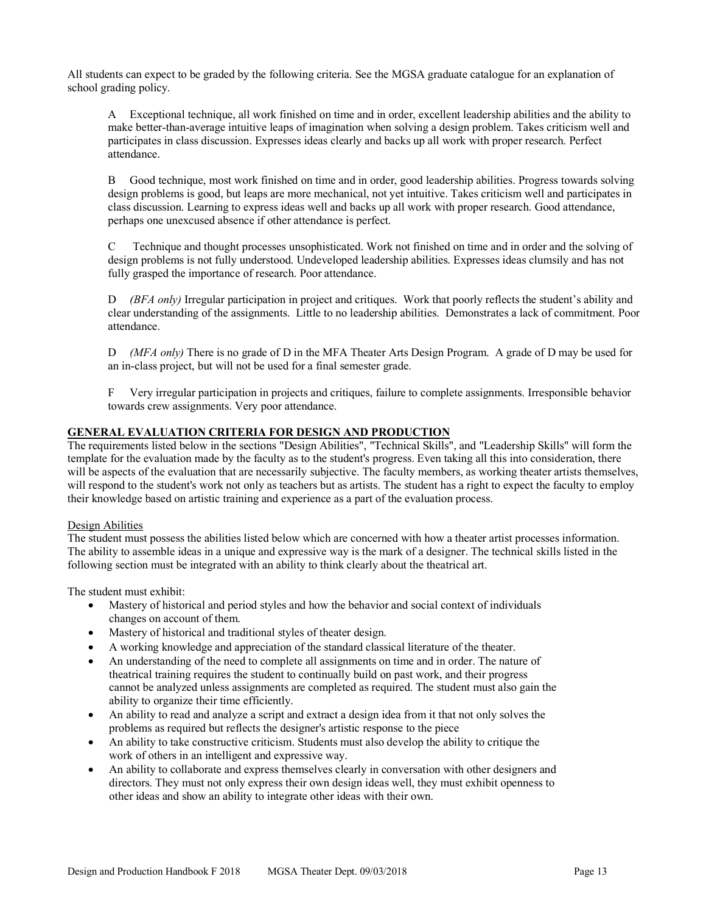All students can expect to be graded by the following criteria. See the MGSA graduate catalogue for an explanation of school grading policy.

A Exceptional technique, all work finished on time and in order, excellent leadership abilities and the ability to make better-than-average intuitive leaps of imagination when solving a design problem. Takes criticism well and participates in class discussion. Expresses ideas clearly and backs up all work with proper research. Perfect attendance.

B Good technique, most work finished on time and in order, good leadership abilities. Progress towards solving design problems is good, but leaps are more mechanical, not yet intuitive. Takes criticism well and participates in class discussion. Learning to express ideas well and backs up all work with proper research. Good attendance, perhaps one unexcused absence if other attendance is perfect.

C Technique and thought processes unsophisticated. Work not finished on time and in order and the solving of design problems is not fully understood. Undeveloped leadership abilities. Expresses ideas clumsily and has not fully grasped the importance of research. Poor attendance.

D *(BFA only)* Irregular participation in project and critiques. Work that poorly reflects the student's ability and clear understanding of the assignments. Little to no leadership abilities. Demonstrates a lack of commitment. Poor attendance.

D *(MFA only)* There is no grade of D in the MFA Theater Arts Design Program. A grade of D may be used for an in-class project, but will not be used for a final semester grade.

F Very irregular participation in projects and critiques, failure to complete assignments. Irresponsible behavior towards crew assignments. Very poor attendance.

## GENERAL EVALUATION CRITERIA FOR DESIGN AND PRODUCTION

The requirements listed below in the sections "Design Abilities", "Technical Skills", and "Leadership Skills" will form the template for the evaluation made by the faculty as to the student's progress. Even taking all this into consideration, there will be aspects of the evaluation that are necessarily subjective. The faculty members, as working theater artists themselves, will respond to the student's work not only as teachers but as artists. The student has a right to expect the faculty to employ their knowledge based on artistic training and experience as a part of the evaluation process.

### Design Abilities

The student must possess the abilities listed below which are concerned with how a theater artist processes information. The ability to assemble ideas in a unique and expressive way is the mark of a designer. The technical skills listed in the following section must be integrated with an ability to think clearly about the theatrical art.

The student must exhibit:

- Mastery of historical and period styles and how the behavior and social context of individuals changes on account of them.
- Mastery of historical and traditional styles of theater design.
- A working knowledge and appreciation of the standard classical literature of the theater.
- An understanding of the need to complete all assignments on time and in order. The nature of theatrical training requires the student to continually build on past work, and their progress cannot be analyzed unless assignments are completed as required. The student must also gain the ability to organize their time efficiently.
- An ability to read and analyze a script and extract a design idea from it that not only solves the problems as required but reflects the designer's artistic response to the piece
- An ability to take constructive criticism. Students must also develop the ability to critique the work of others in an intelligent and expressive way.
- An ability to collaborate and express themselves clearly in conversation with other designers and directors. They must not only express their own design ideas well, they must exhibit openness to other ideas and show an ability to integrate other ideas with their own.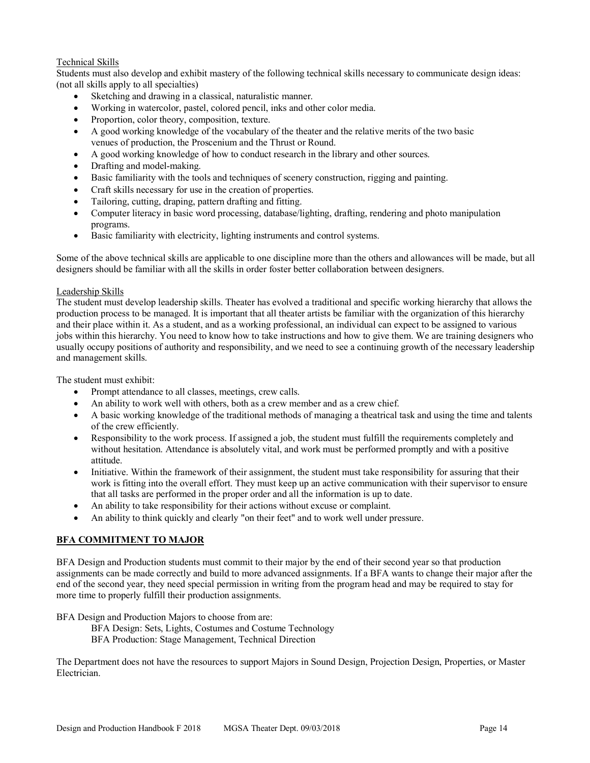Technical Skills

Students must also develop and exhibit mastery of the following technical skills necessary to communicate design ideas: (not all skills apply to all specialties)

- Sketching and drawing in a classical, naturalistic manner.
- Working in watercolor, pastel, colored pencil, inks and other color media.
- Proportion, color theory, composition, texture.
- A good working knowledge of the vocabulary of the theater and the relative merits of the two basic venues of production, the Proscenium and the Thrust or Round.
- A good working knowledge of how to conduct research in the library and other sources.
- Drafting and model-making.
- Basic familiarity with the tools and techniques of scenery construction, rigging and painting.
- Craft skills necessary for use in the creation of properties.
- Tailoring, cutting, draping, pattern drafting and fitting.
- Computer literacy in basic word processing, database/lighting, drafting, rendering and photo manipulation programs.
- Basic familiarity with electricity, lighting instruments and control systems.

Some of the above technical skills are applicable to one discipline more than the others and allowances will be made, but all designers should be familiar with all the skills in order foster better collaboration between designers.

Leadership Skills

The student must develop leadership skills. Theater has evolved a traditional and specific working hierarchy that allows the production process to be managed. It is important that all theater artists be familiar with the organization of this hierarchy and their place within it. As a student, and as a working professional, an individual can expect to be assigned to various jobs within this hierarchy. You need to know how to take instructions and how to give them. We are training designers who usually occupy positions of authority and responsibility, and we need to see a continuing growth of the necessary leadership and management skills.

The student must exhibit:

- Prompt attendance to all classes, meetings, crew calls.
- An ability to work well with others, both as a crew member and as a crew chief.
- A basic working knowledge of the traditional methods of managing a theatrical task and using the time and talents of the crew efficiently.
- Responsibility to the work process. If assigned a job, the student must fulfill the requirements completely and without hesitation. Attendance is absolutely vital, and work must be performed promptly and with a positive attitude.
- Initiative. Within the framework of their assignment, the student must take responsibility for assuring that their work is fitting into the overall effort. They must keep up an active communication with their supervisor to ensure that all tasks are performed in the proper order and all the information is up to date.
- An ability to take responsibility for their actions without excuse or complaint.
- An ability to think quickly and clearly "on their feet" and to work well under pressure.

## BFA COMMITMENT TO MAJOR

BFA Design and Production students must commit to their major by the end of their second year so that production assignments can be made correctly and build to more advanced assignments. If a BFA wants to change their major after the end of the second year, they need special permission in writing from the program head and may be required to stay for more time to properly fulfill their production assignments.

BFA Design and Production Majors to choose from are:

BFA Design: Sets, Lights, Costumes and Costume Technology
BFA Production: Stage Management, Technical Direction

The Department does not have the resources to support Majors in Sound Design, Projection Design, Properties, or Master Electrician.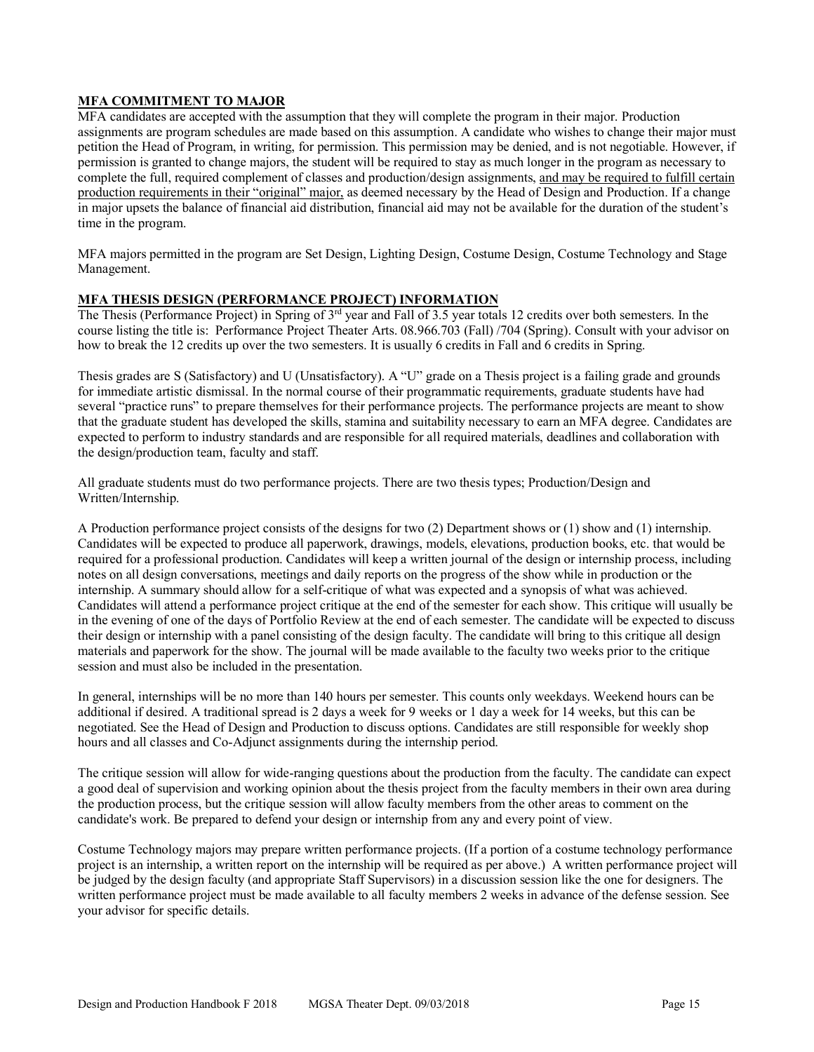## MFA COMMITMENT TO MAJOR

MFA candidates are accepted with the assumption that they will complete the program in their major. Production assignments are program schedules are made based on this assumption. A candidate who wishes to change their major must petition the Head of Program, in writing, for permission. This permission may be denied, and is not negotiable. However, if permission is granted to change majors, the student will be required to stay as much longer in the program as necessary to complete the full, required complement of classes and production/design assignments, <u>and may be required to fulfill certain production requirements in their "original" major,</u> as deemed necessary by the Head of Design and Production. If a change in major upsets the balance of financial aid distribution, financial aid may not be available for the duration of the student's time in the program.

MFA majors permitted in the program are Set Design, Lighting Design, Costume Design, Costume Technology and Stage Management.

## MFA THESIS DESIGN (PERFORMANCE PROJECT) INFORMATION

The Thesis (Performance Project) in Spring of 3rd year and Fall of 3.5 year totals 12 credits over both semesters. In the course listing the title is: Performance Project Theater Arts. 08.966.703 (Fall) /704 (Spring). Consult with your advisor on how to break the 12 credits up over the two semesters. It is usually 6 credits in Fall and 6 credits in Spring.

Thesis grades are S (Satisfactory) and U (Unsatisfactory). A "U" grade on a Thesis project is a failing grade and grounds for immediate artistic dismissal. In the normal course of their programmatic requirements, graduate students have had several "practice runs" to prepare themselves for their performance projects. The performance projects are meant to show that the graduate student has developed the skills, stamina and suitability necessary to earn an MFA degree. Candidates are expected to perform to industry standards and are responsible for all required materials, deadlines and collaboration with the design/production team, faculty and staff.

All graduate students must do two performance projects. There are two thesis types; Production/Design and Written/Internship.

A Production performance project consists of the designs for two (2) Department shows or (1) show and (1) internship. Candidates will be expected to produce all paperwork, drawings, models, elevations, production books, etc. that would be required for a professional production. Candidates will keep a written journal of the design or internship process, including notes on all design conversations, meetings and daily reports on the progress of the show while in production or the internship. A summary should allow for a self-critique of what was expected and a synopsis of what was achieved. Candidates will attend a performance project critique at the end of the semester for each show. This critique will usually be in the evening of one of the days of Portfolio Review at the end of each semester. The candidate will be expected to discuss their design or internship with a panel consisting of the design faculty. The candidate will bring to this critique all design materials and paperwork for the show. The journal will be made available to the faculty two weeks prior to the critique session and must also be included in the presentation.

In general, internships will be no more than 140 hours per semester. This counts only weekdays. Weekend hours can be additional if desired. A traditional spread is 2 days a week for 9 weeks or 1 day a week for 14 weeks, but this can be negotiated. See the Head of Design and Production to discuss options. Candidates are still responsible for weekly shop hours and all classes and Co-Adjunct assignments during the internship period.

The critique session will allow for wide-ranging questions about the production from the faculty. The candidate can expect a good deal of supervision and working opinion about the thesis project from the faculty members in their own area during the production process, but the critique session will allow faculty members from the other areas to comment on the candidate's work. Be prepared to defend your design or internship from any and every point of view.

Costume Technology majors may prepare written performance projects. (If a portion of a costume technology performance project is an internship, a written report on the internship will be required as per above.) A written performance project will be judged by the design faculty (and appropriate Staff Supervisors) in a discussion session like the one for designers. The written performance project must be made available to all faculty members 2 weeks in advance of the defense session. See your advisor for specific details.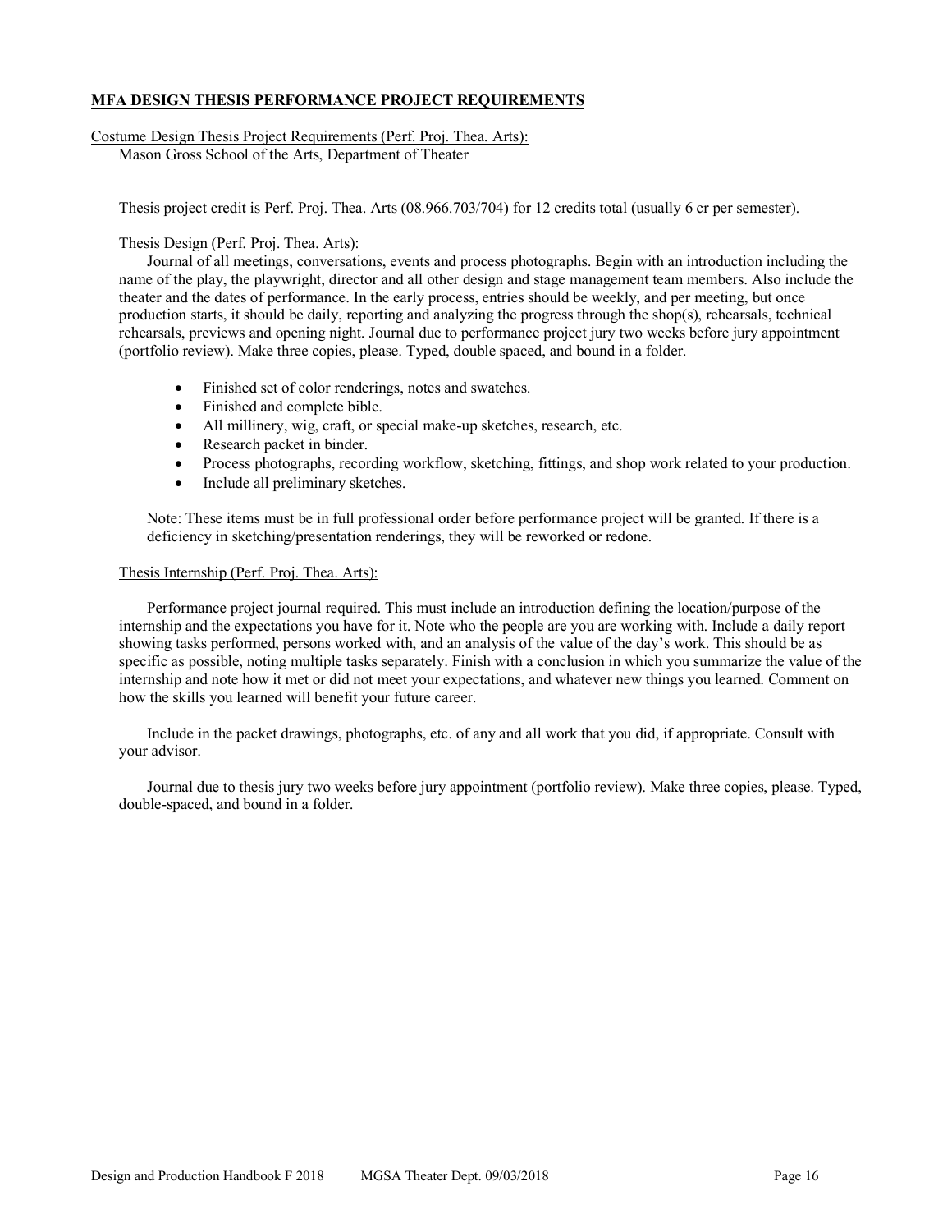## MFA DESIGN THESIS PERFORMANCE PROJECT REQUIREMENTS

Costume Design Thesis Project Requirements (Perf. Proj. Thea. Arts):
Mason Gross School of the Arts, Department of Theater

Thesis project credit is Perf. Proj. Thea. Arts (08.966.703/704) for 12 credits total (usually 6 cr per semester).

### Thesis Design (Perf. Proj. Thea. Arts):

Journal of all meetings, conversations, events and process photographs. Begin with an introduction including the name of the play, the playwright, director and all other design and stage management team members. Also include the theater and the dates of performance. In the early process, entries should be weekly, and per meeting, but once production starts, it should be daily, reporting and analyzing the progress through the shop(s), rehearsals, technical rehearsals, previews and opening night. Journal due to performance project jury two weeks before jury appointment (portfolio review). Make three copies, please. Typed, double spaced, and bound in a folder.

- Finished set of color renderings, notes and swatches.
- Finished and complete bible.
- All millinery, wig, craft, or special make-up sketches, research, etc.
- Research packet in binder.
- Process photographs, recording workflow, sketching, fittings, and shop work related to your production.
- Include all preliminary sketches.

Note: These items must be in full professional order before performance project will be granted. If there is a deficiency in sketching/presentation renderings, they will be reworked or redone.

### Thesis Internship (Perf. Proj. Thea. Arts):

Performance project journal required. This must include an introduction defining the location/purpose of the internship and the expectations you have for it. Note who the people are you are working with. Include a daily report showing tasks performed, persons worked with, and an analysis of the value of the day's work. This should be as specific as possible, noting multiple tasks separately. Finish with a conclusion in which you summarize the value of the internship and note how it met or did not meet your expectations, and whatever new things you learned. Comment on how the skills you learned will benefit your future career.

Include in the packet drawings, photographs, etc. of any and all work that you did, if appropriate. Consult with your advisor.

Journal due to thesis jury two weeks before jury appointment (portfolio review). Make three copies, please. Typed, double-spaced, and bound in a folder.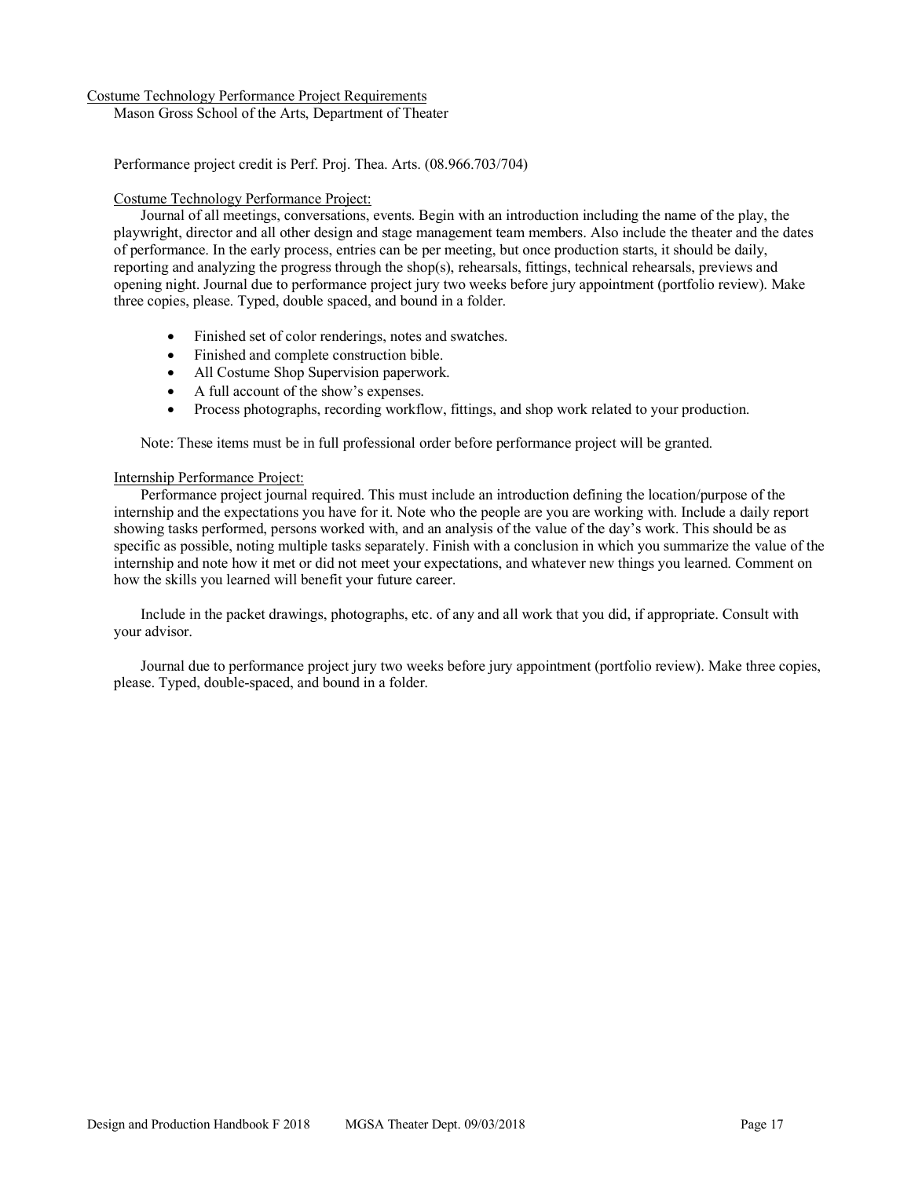## Costume Technology Performance Project Requirements

Mason Gross School of the Arts, Department of Theater

Performance project credit is Perf. Proj. Thea. Arts. (08.966.703/704)

### Costume Technology Performance Project:

Journal of all meetings, conversations, events. Begin with an introduction including the name of the play, the playwright, director and all other design and stage management team members. Also include the theater and the dates of performance. In the early process, entries can be per meeting, but once production starts, it should be daily, reporting and analyzing the progress through the shop(s), rehearsals, fittings, technical rehearsals, previews and opening night. Journal due to performance project jury two weeks before jury appointment (portfolio review). Make three copies, please. Typed, double spaced, and bound in a folder.

- Finished set of color renderings, notes and swatches.
- Finished and complete construction bible.
- All Costume Shop Supervision paperwork.
- A full account of the show's expenses.
- Process photographs, recording workflow, fittings, and shop work related to your production.

Note: These items must be in full professional order before performance project will be granted.

### Internship Performance Project:

Performance project journal required. This must include an introduction defining the location/purpose of the internship and the expectations you have for it. Note who the people are you are working with. Include a daily report showing tasks performed, persons worked with, and an analysis of the value of the day's work. This should be as specific as possible, noting multiple tasks separately. Finish with a conclusion in which you summarize the value of the internship and note how it met or did not meet your expectations, and whatever new things you learned. Comment on how the skills you learned will benefit your future career.

Include in the packet drawings, photographs, etc. of any and all work that you did, if appropriate. Consult with your advisor.

Journal due to performance project jury two weeks before jury appointment (portfolio review). Make three copies, please. Typed, double-spaced, and bound in a folder.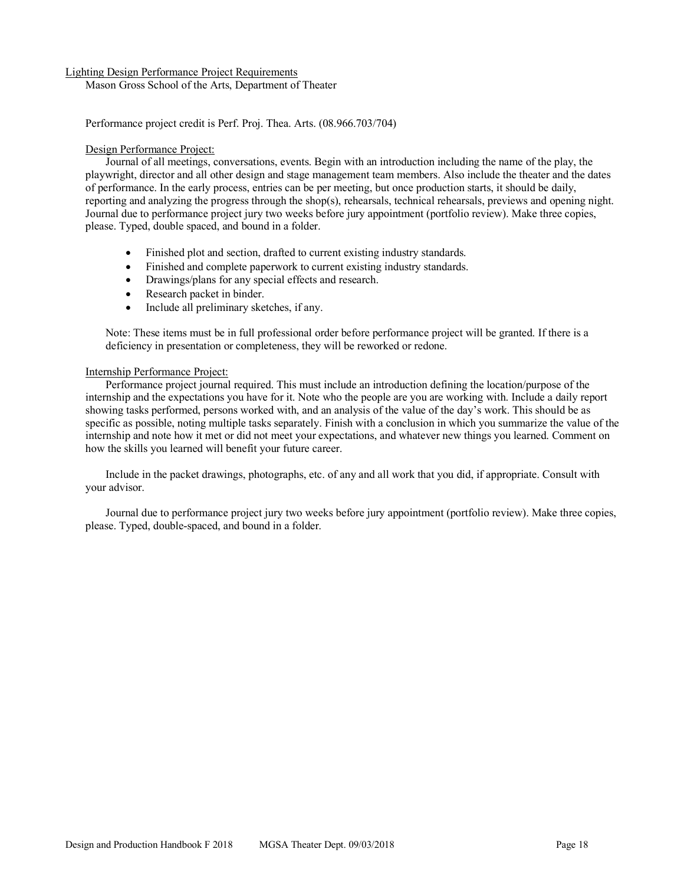Lighting Design Performance Project Requirements

Mason Gross School of the Arts, Department of Theater

Performance project credit is Perf. Proj. Thea. Arts. (08.966.703/704)

Design Performance Project:

Journal of all meetings, conversations, events. Begin with an introduction including the name of the play, the playwright, director and all other design and stage management team members. Also include the theater and the dates of performance. In the early process, entries can be per meeting, but once production starts, it should be daily, reporting and analyzing the progress through the shop(s), rehearsals, technical rehearsals, previews and opening night. Journal due to performance project jury two weeks before jury appointment (portfolio review). Make three copies, please. Typed, double spaced, and bound in a folder.

- Finished plot and section, drafted to current existing industry standards.
- Finished and complete paperwork to current existing industry standards.
- Drawings/plans for any special effects and research.
- Research packet in binder.
- Include all preliminary sketches, if any.

Note: These items must be in full professional order before performance project will be granted. If there is a deficiency in presentation or completeness, they will be reworked or redone.

Internship Performance Project:

Performance project journal required. This must include an introduction defining the location/purpose of the internship and the expectations you have for it. Note who the people are you are working with. Include a daily report showing tasks performed, persons worked with, and an analysis of the value of the day's work. This should be as specific as possible, noting multiple tasks separately. Finish with a conclusion in which you summarize the value of the internship and note how it met or did not meet your expectations, and whatever new things you learned. Comment on how the skills you learned will benefit your future career.

Include in the packet drawings, photographs, etc. of any and all work that you did, if appropriate. Consult with your advisor.

Journal due to performance project jury two weeks before jury appointment (portfolio review). Make three copies, please. Typed, double-spaced, and bound in a folder.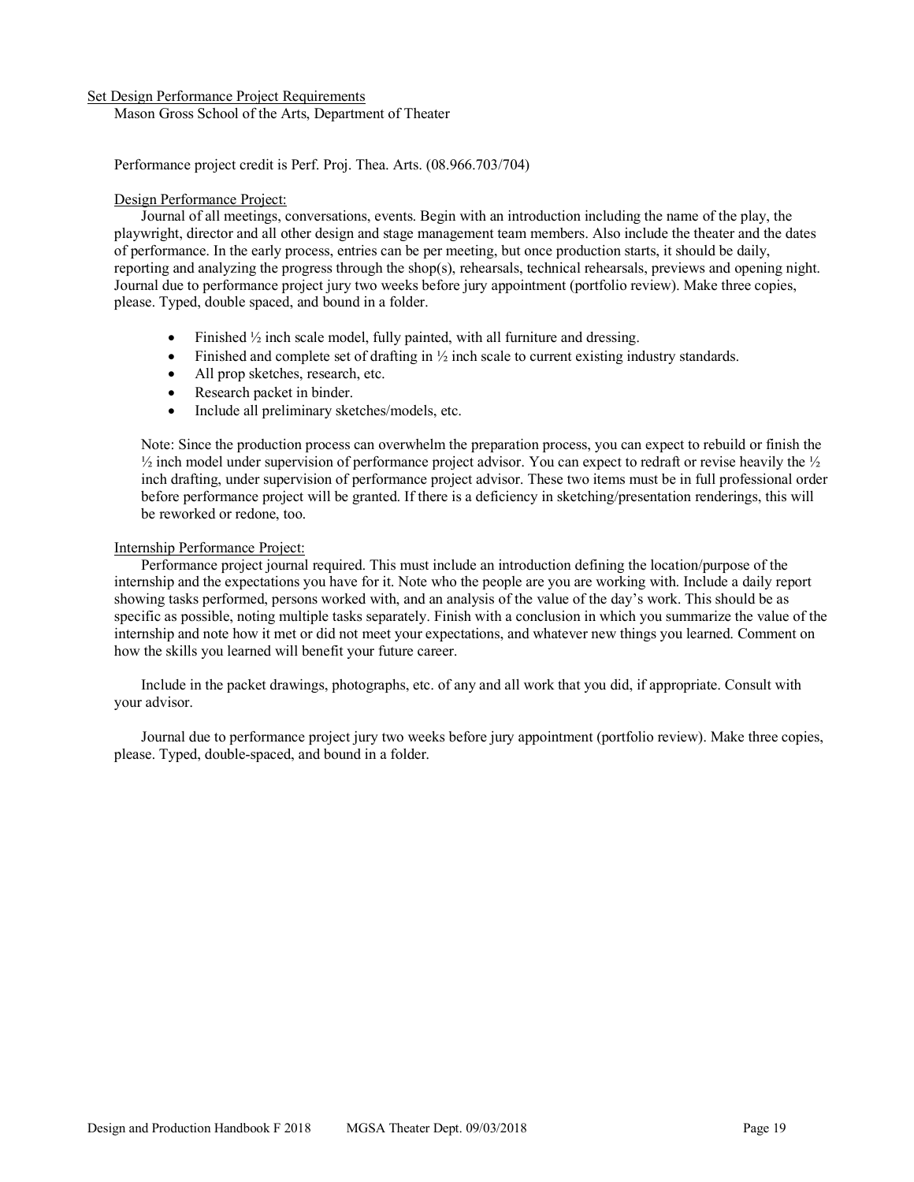## Set Design Performance Project Requirements

Mason Gross School of the Arts, Department of Theater

Performance project credit is Perf. Proj. Thea. Arts. (08.966.703/704)

### Design Performance Project:

Journal of all meetings, conversations, events. Begin with an introduction including the name of the play, the playwright, director and all other design and stage management team members. Also include the theater and the dates of performance. In the early process, entries can be per meeting, but once production starts, it should be daily, reporting and analyzing the progress through the shop(s), rehearsals, technical rehearsals, previews and opening night. Journal due to performance project jury two weeks before jury appointment (portfolio review). Make three copies, please. Typed, double spaced, and bound in a folder.

- Finished ½ inch scale model, fully painted, with all furniture and dressing.
- Finished and complete set of drafting in ½ inch scale to current existing industry standards.
- All prop sketches, research, etc.
- Research packet in binder.
- Include all preliminary sketches/models, etc.

Note: Since the production process can overwhelm the preparation process, you can expect to rebuild or finish the ½ inch model under supervision of performance project advisor. You can expect to redraft or revise heavily the ½ inch drafting, under supervision of performance project advisor. These two items must be in full professional order before performance project will be granted. If there is a deficiency in sketching/presentation renderings, this will be reworked or redone, too.

### Internship Performance Project:

Performance project journal required. This must include an introduction defining the location/purpose of the internship and the expectations you have for it. Note who the people are you are working with. Include a daily report showing tasks performed, persons worked with, and an analysis of the value of the day's work. This should be as specific as possible, noting multiple tasks separately. Finish with a conclusion in which you summarize the value of the internship and note how it met or did not meet your expectations, and whatever new things you learned. Comment on how the skills you learned will benefit your future career.

Include in the packet drawings, photographs, etc. of any and all work that you did, if appropriate. Consult with your advisor.

Journal due to performance project jury two weeks before jury appointment (portfolio review). Make three copies, please. Typed, double-spaced, and bound in a folder.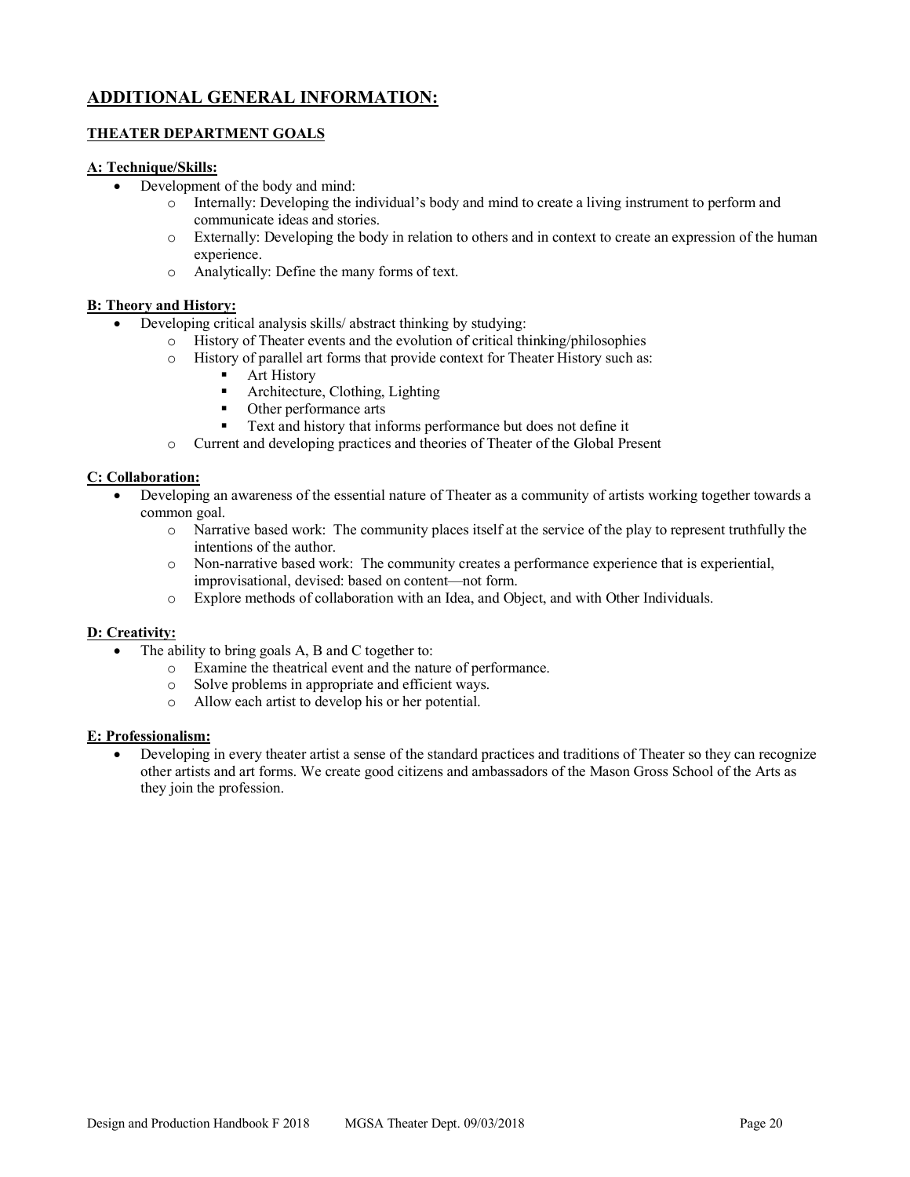## ADDITIONAL GENERAL INFORMATION:

### THEATER DEPARTMENT GOALS

**A: Technique/Skills:**

- Development of the body and mind:
  - Internally: Developing the individual's body and mind to create a living instrument to perform and communicate ideas and stories.
  - Externally: Developing the body in relation to others and in context to create an expression of the human experience.
  - Analytically: Define the many forms of text.

**B: Theory and History:**

- Developing critical analysis skills/ abstract thinking by studying:
  - History of Theater events and the evolution of critical thinking/philosophies
  - History of parallel art forms that provide context for Theater History such as:
    - Art History
    - Architecture, Clothing, Lighting
    - Other performance arts
    - Text and history that informs performance but does not define it
  - Current and developing practices and theories of Theater of the Global Present

**C: Collaboration:**

- Developing an awareness of the essential nature of Theater as a community of artists working together towards a common goal.
  - Narrative based work: The community places itself at the service of the play to represent truthfully the intentions of the author.
  - Non-narrative based work: The community creates a performance experience that is experiential, improvisational, devised: based on content—not form.
  - Explore methods of collaboration with an Idea, and Object, and with Other Individuals.

**D: Creativity:**

- The ability to bring goals A, B and C together to:
  - Examine the theatrical event and the nature of performance.
  - Solve problems in appropriate and efficient ways.
  - Allow each artist to develop his or her potential.

**E: Professionalism:**

- Developing in every theater artist a sense of the standard practices and traditions of Theater so they can recognize other artists and art forms. We create good citizens and ambassadors of the Mason Gross School of the Arts as they join the profession.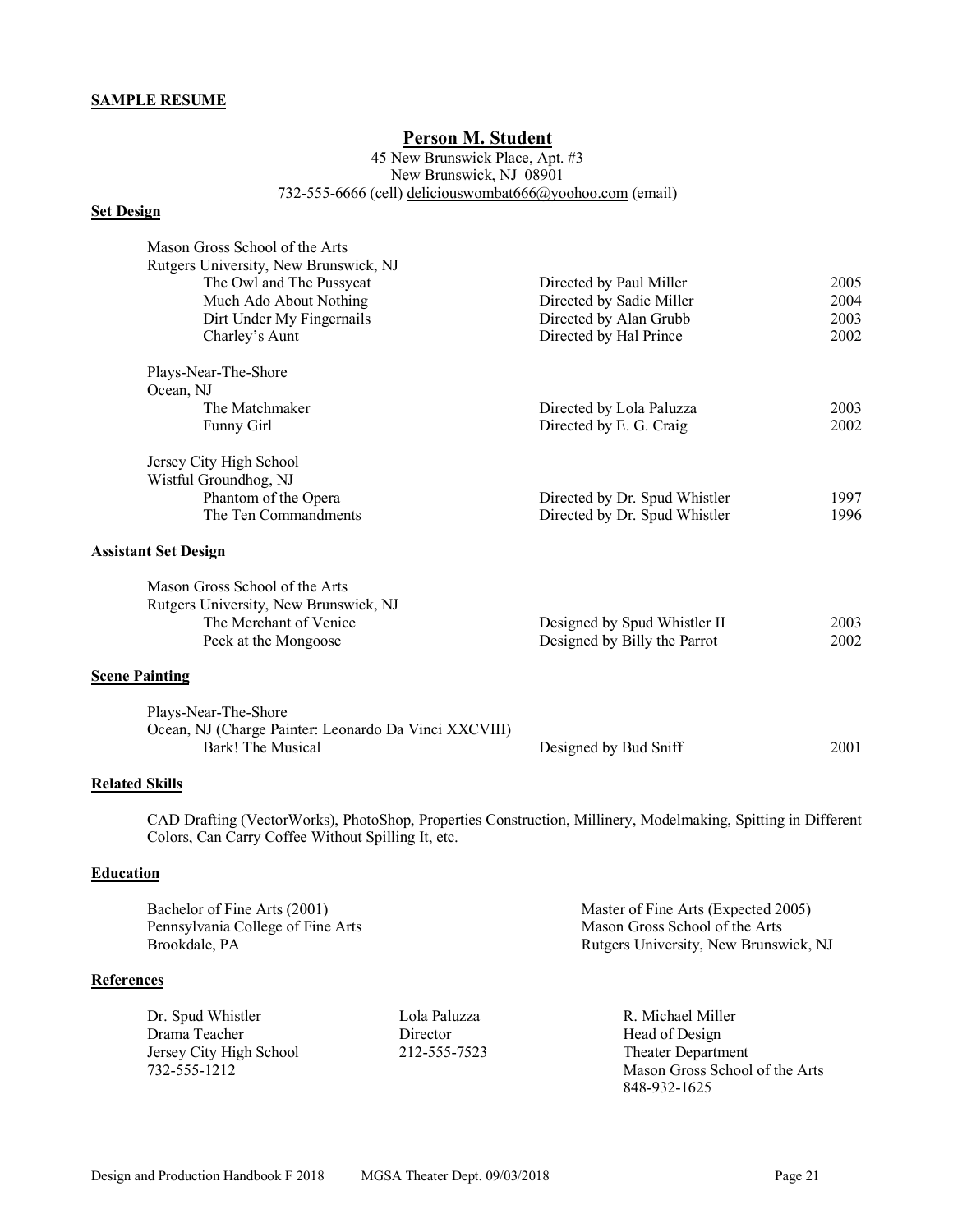**SAMPLE RESUME**

# Person M. Student

45 New Brunswick Place, Apt. #3
New Brunswick, NJ 08901
732-555-6666 (cell) deliciouswombat666@yoohoo.com (email)

## Set Design

Mason Gross School of the Arts
Rutgers University, New Brunswick, NJ

| | | |
|---|---|---|
| The Owl and The Pussycat | Directed by Paul Miller | 2005 |
| Much Ado About Nothing | Directed by Sadie Miller | 2004 |
| Dirt Under My Fingernails | Directed by Alan Grubb | 2003 |
| Charley's Aunt | Directed by Hal Prince | 2002 |

Plays-Near-The-Shore
Ocean, NJ

| | | |
|---|---|---|
| The Matchmaker | Directed by Lola Paluzza | 2003 |
| Funny Girl | Directed by E. G. Craig | 2002 |

Jersey City High School
Wistful Groundhog, NJ

| | | |
|---|---|---|
| Phantom of the Opera | Directed by Dr. Spud Whistler | 1997 |
| The Ten Commandments | Directed by Dr. Spud Whistler | 1996 |

## Assistant Set Design

Mason Gross School of the Arts
Rutgers University, New Brunswick, NJ

| | | |
|---|---|---|
| The Merchant of Venice | Designed by Spud Whistler II | 2003 |
| Peek at the Mongoose | Designed by Billy the Parrot | 2002 |

## Scene Painting

Plays-Near-The-Shore
Ocean, NJ (Charge Painter: Leonardo Da Vinci XXCVIII)

| | | |
|---|---|---|
| Bark! The Musical | Designed by Bud Sniff | 2001 |

## Related Skills

CAD Drafting (VectorWorks), PhotoShop, Properties Construction, Millinery, Modelmaking, Spitting in Different Colors, Can Carry Coffee Without Spilling It, etc.

## Education

Bachelor of Fine Arts (2001)
Pennsylvania College of Fine Arts
Brookdale, PA

Master of Fine Arts (Expected 2005)
Mason Gross School of the Arts
Rutgers University, New Brunswick, NJ

## References

Dr. Spud Whistler
Drama Teacher
Jersey City High School
732-555-1212

Lola Paluzza
Director
212-555-7523

R. Michael Miller
Head of Design
Theater Department
Mason Gross School of the Arts
848-932-1625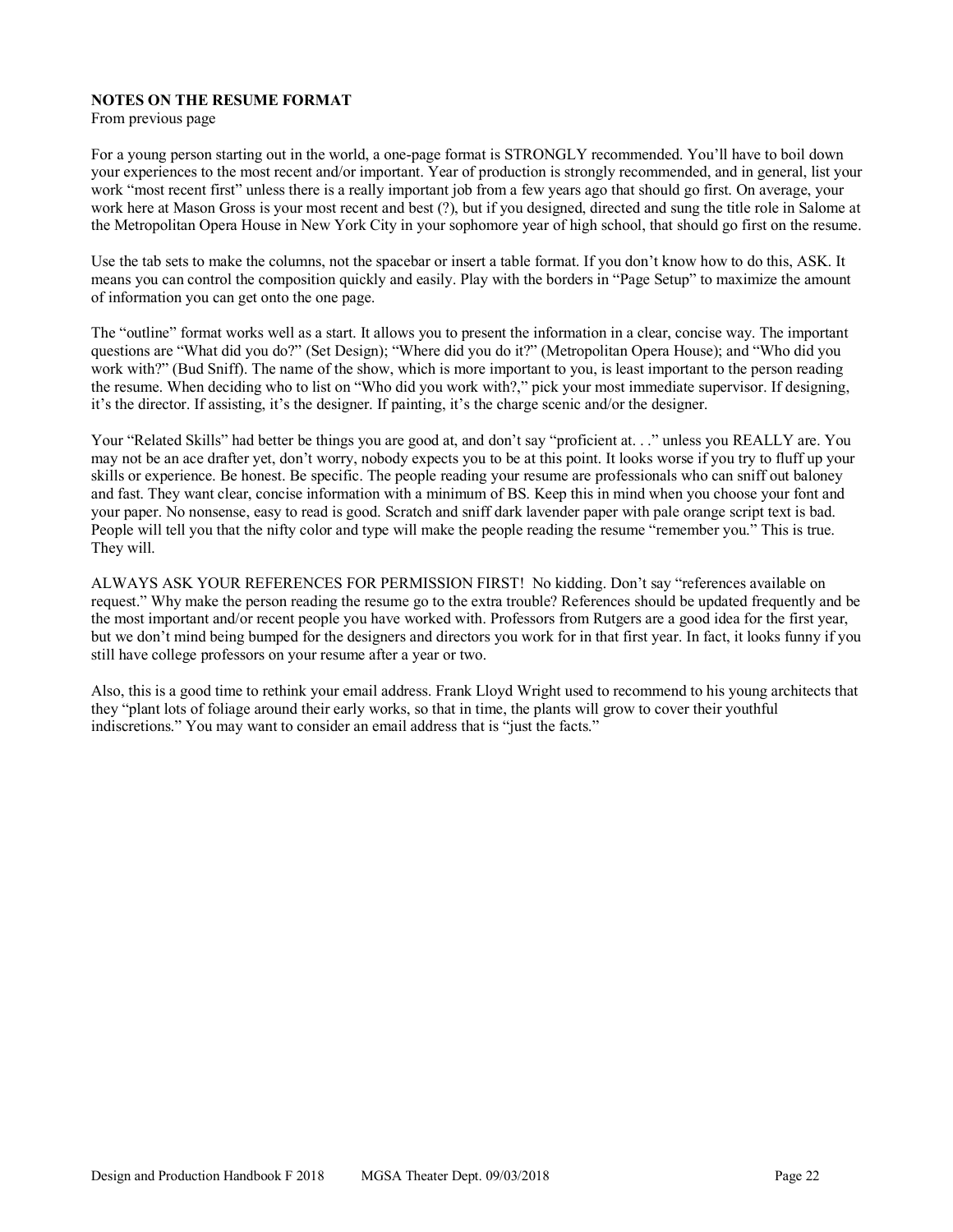**NOTES ON THE RESUME FORMAT**

From previous page

For a young person starting out in the world, a one-page format is STRONGLY recommended. You'll have to boil down your experiences to the most recent and/or important. Year of production is strongly recommended, and in general, list your work "most recent first" unless there is a really important job from a few years ago that should go first. On average, your work here at Mason Gross is your most recent and best (?), but if you designed, directed and sung the title role in Salome at the Metropolitan Opera House in New York City in your sophomore year of high school, that should go first on the resume.

Use the tab sets to make the columns, not the spacebar or insert a table format. If you don't know how to do this, ASK. It means you can control the composition quickly and easily. Play with the borders in "Page Setup" to maximize the amount of information you can get onto the one page.

The "outline" format works well as a start. It allows you to present the information in a clear, concise way. The important questions are "What did you do?" (Set Design); "Where did you do it?" (Metropolitan Opera House); and "Who did you work with?" (Bud Sniff). The name of the show, which is more important to you, is least important to the person reading the resume. When deciding who to list on "Who did you work with?," pick your most immediate supervisor. If designing, it's the director. If assisting, it's the designer. If painting, it's the charge scenic and/or the designer.

Your "Related Skills" had better be things you are good at, and don't say "proficient at. . ." unless you REALLY are. You may not be an ace drafter yet, don't worry, nobody expects you to be at this point. It looks worse if you try to fluff up your skills or experience. Be honest. Be specific. The people reading your resume are professionals who can sniff out baloney and fast. They want clear, concise information with a minimum of BS. Keep this in mind when you choose your font and your paper. No nonsense, easy to read is good. Scratch and sniff dark lavender paper with pale orange script text is bad. People will tell you that the nifty color and type will make the people reading the resume "remember you." This is true. They will.

ALWAYS ASK YOUR REFERENCES FOR PERMISSION FIRST! No kidding. Don't say "references available on request." Why make the person reading the resume go to the extra trouble? References should be updated frequently and be the most important and/or recent people you have worked with. Professors from Rutgers are a good idea for the first year, but we don't mind being bumped for the designers and directors you work for in that first year. In fact, it looks funny if you still have college professors on your resume after a year or two.

Also, this is a good time to rethink your email address. Frank Lloyd Wright used to recommend to his young architects that they "plant lots of foliage around their early works, so that in time, the plants will grow to cover their youthful indiscretions." You may want to consider an email address that is "just the facts."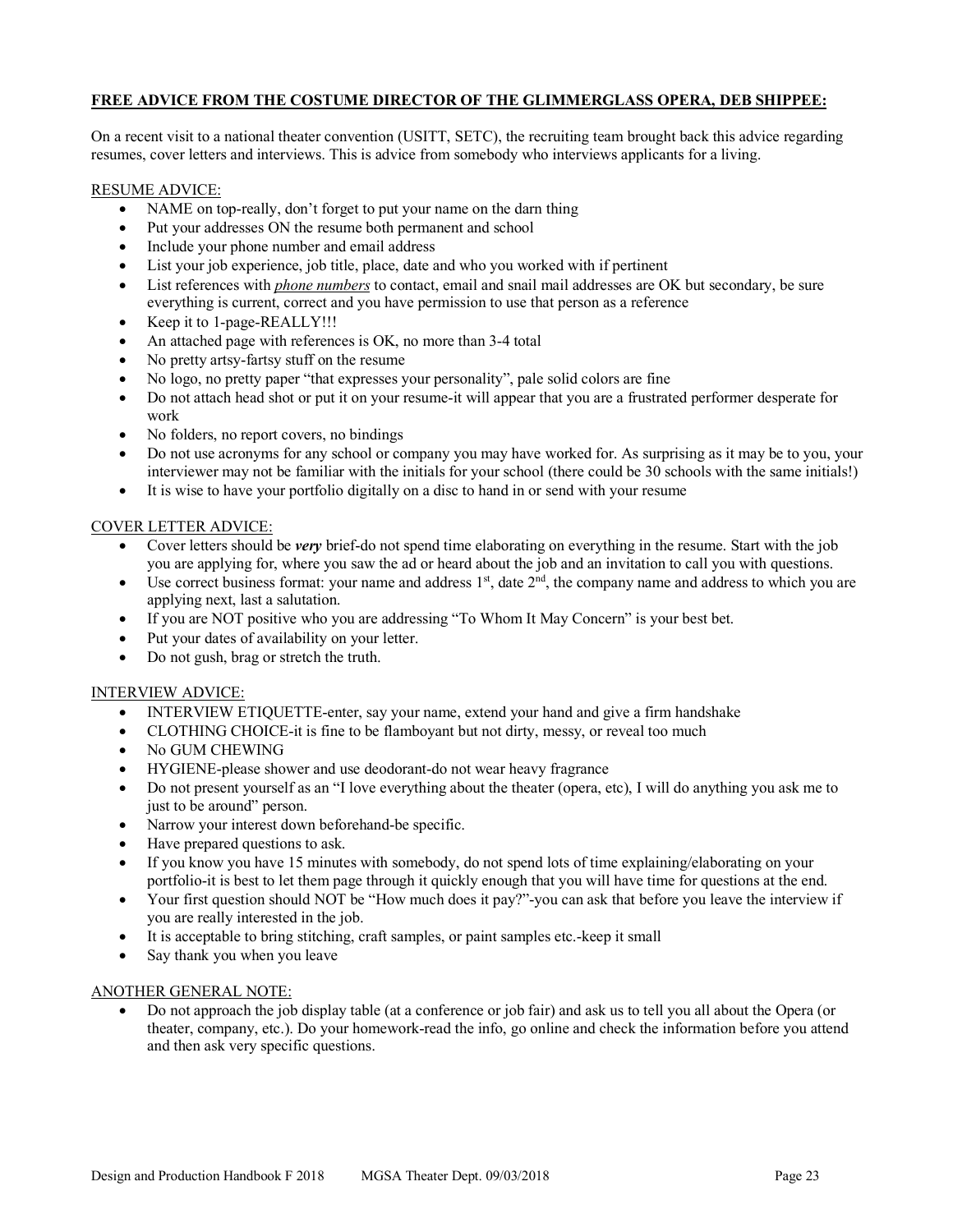**FREE ADVICE FROM THE COSTUME DIRECTOR OF THE GLIMMERGLASS OPERA, DEB SHIPPEE:**

On a recent visit to a national theater convention (USITT, SETC), the recruiting team brought back this advice regarding resumes, cover letters and interviews. This is advice from somebody who interviews applicants for a living.

RESUME ADVICE:

- NAME on top-really, don't forget to put your name on the darn thing
- Put your addresses ON the resume both permanent and school
- Include your phone number and email address
- List your job experience, job title, place, date and who you worked with if pertinent
- List references with ***phone numbers*** to contact, email and snail mail addresses are OK but secondary, be sure everything is current, correct and you have permission to use that person as a reference
- Keep it to 1-page-REALLY!!!
- An attached page with references is OK, no more than 3-4 total
- No pretty artsy-fartsy stuff on the resume
- No logo, no pretty paper "that expresses your personality", pale solid colors are fine
- Do not attach head shot or put it on your resume-it will appear that you are a frustrated performer desperate for work
- No folders, no report covers, no bindings
- Do not use acronyms for any school or company you may have worked for. As surprising as it may be to you, your interviewer may not be familiar with the initials for your school (there could be 30 schools with the same initials!)
- It is wise to have your portfolio digitally on a disc to hand in or send with your resume

COVER LETTER ADVICE:

- Cover letters should be ***very*** brief-do not spend time elaborating on everything in the resume. Start with the job you are applying for, where you saw the ad or heard about the job and an invitation to call you with questions.
- Use correct business format: your name and address 1st, date 2nd, the company name and address to which you are applying next, last a salutation.
- If you are NOT positive who you are addressing "To Whom It May Concern" is your best bet.
- Put your dates of availability on your letter.
- Do not gush, brag or stretch the truth.

INTERVIEW ADVICE:

- INTERVIEW ETIQUETTE-enter, say your name, extend your hand and give a firm handshake
- CLOTHING CHOICE-it is fine to be flamboyant but not dirty, messy, or reveal too much
- No GUM CHEWING
- HYGIENE-please shower and use deodorant-do not wear heavy fragrance
- Do not present yourself as an "I love everything about the theater (opera, etc), I will do anything you ask me to just to be around" person.
- Narrow your interest down beforehand-be specific.
- Have prepared questions to ask.
- If you know you have 15 minutes with somebody, do not spend lots of time explaining/elaborating on your portfolio-it is best to let them page through it quickly enough that you will have time for questions at the end.
- Your first question should NOT be "How much does it pay?"-you can ask that before you leave the interview if you are really interested in the job.
- It is acceptable to bring stitching, craft samples, or paint samples etc.-keep it small
- Say thank you when you leave

ANOTHER GENERAL NOTE:

- Do not approach the job display table (at a conference or job fair) and ask us to tell you all about the Opera (or theater, company, etc.). Do your homework-read the info, go online and check the information before you attend and then ask very specific questions.